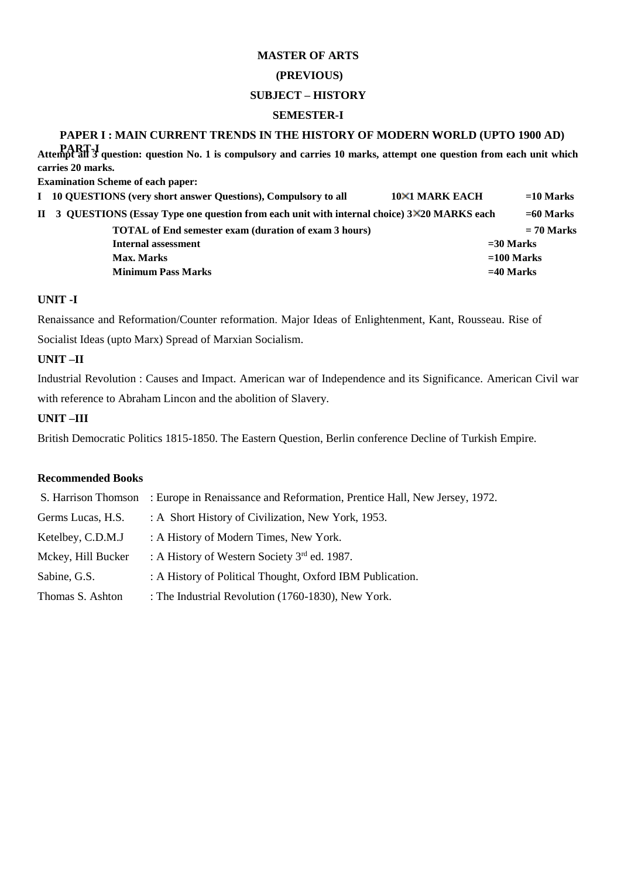# MASTER OF ARTS

## (PREVIOUS)

## SUBJECT – HISTORY

## SEMESTER-I

### PAPER I : MAIN CURRENT TRENDS IN THE HISTORY OF MODERN WORLD (UPTO 1900 AD) PART-I

**Attempt all 3 question: question No. 1 is compulsory and carries 10 marks, attempt one question from each unit which carries 20 marks.**

**Examination Scheme of each paper:**

| | | | |
|---|---|---|---|
| **I** | **10 QUESTIONS (very short answer Questions), Compulsory to all** | **10×1 MARK EACH** | **=10 Marks** |
| **II** | **3 QUESTIONS (Essay Type one question from each unit with internal choice) 3×20 MARKS each** | | **=60 Marks** |
| | **TOTAL of End semester exam (duration of exam 3 hours)** | | **= 70 Marks** |
| | **Internal assessment** | | **=30 Marks** |
| | **Max. Marks** | | **=100 Marks** |
| | **Minimum Pass Marks** | | **=40 Marks** |

**UNIT -I**

Renaissance and Reformation/Counter reformation. Major Ideas of Enlightenment, Kant, Rousseau. Rise of Socialist Ideas (upto Marx) Spread of Marxian Socialism.

**UNIT –II**

Industrial Revolution : Causes and Impact. American war of Independence and its Significance. American Civil war with reference to Abraham Lincon and the abolition of Slavery.

**UNIT –III**

British Democratic Politics 1815-1850. The Eastern Question, Berlin conference Decline of Turkish Empire.

**Recommended Books**

| | |
|---|---|
| S. Harrison Thomson | : Europe in Renaissance and Reformation, Prentice Hall, New Jersey, 1972. |
| Germs Lucas, H.S. | : A Short History of Civilization, New York, 1953. |
| Ketelbey, C.D.M.J | : A History of Modern Times, New York. |
| Mckey, Hill Bucker | : A History of Western Society 3rd ed. 1987. |
| Sabine, G.S. | : A History of Political Thought, Oxford IBM Publication. |
| Thomas S. Ashton | : The Industrial Revolution (1760-1830), New York. |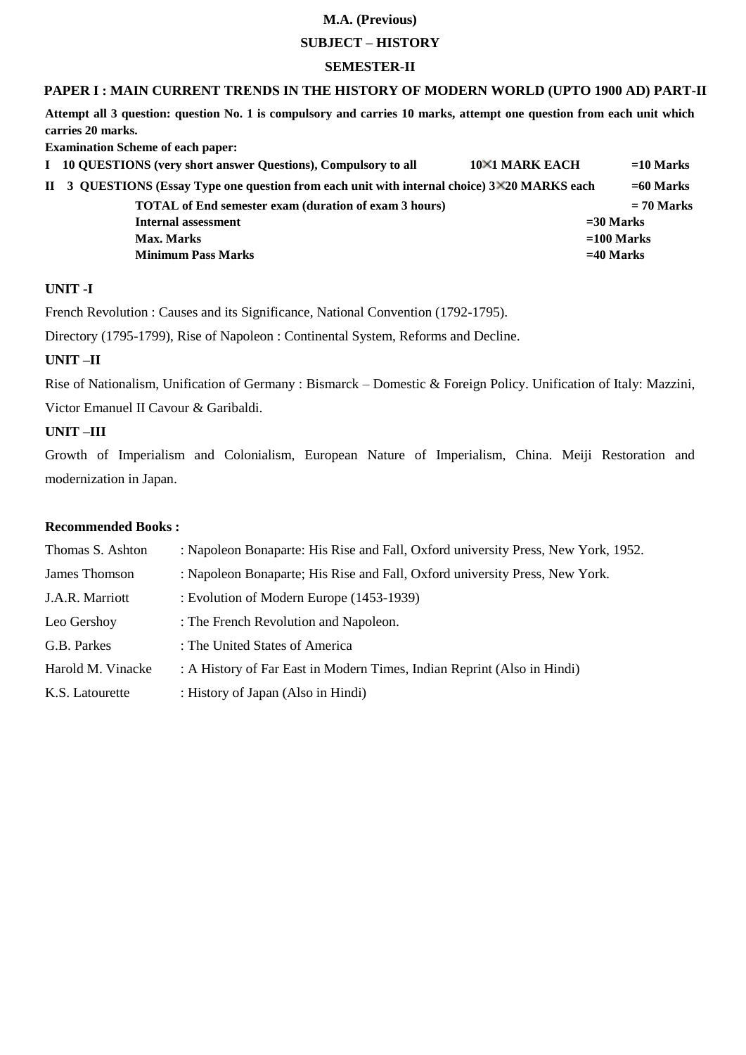**M.A. (Previous)**

**SUBJECT – HISTORY**

**SEMESTER-II**

## PAPER I : MAIN CURRENT TRENDS IN THE HISTORY OF MODERN WORLD (UPTO 1900 AD) PART-II

**Attempt all 3 question: question No. 1 is compulsory and carries 10 marks, attempt one question from each unit which carries 20 marks.**

**Examination Scheme of each paper:**

| | | | |
|---|---|---|---|
| **I** | **10 QUESTIONS (very short answer Questions), Compulsory to all** | **10×1 MARK EACH** | **=10 Marks** |
| **II** | **3 QUESTIONS (Essay Type one question from each unit with internal choice)** | **3×20 MARKS each** | **=60 Marks** |
| | **TOTAL of End semester exam (duration of exam 3 hours)** | | **= 70 Marks** |
| | **Internal assessment** | | **=30 Marks** |
| | **Max. Marks** | | **=100 Marks** |
| | **Minimum Pass Marks** | | **=40 Marks** |

### UNIT -I

French Revolution : Causes and its Significance, National Convention (1792-1795).

Directory (1795-1799), Rise of Napoleon : Continental System, Reforms and Decline.

### UNIT –II

Rise of Nationalism, Unification of Germany : Bismarck – Domestic & Foreign Policy. Unification of Italy: Mazzini, Victor Emanuel II Cavour & Garibaldi.

### UNIT –III

Growth of Imperialism and Colonialism, European Nature of Imperialism, China. Meiji Restoration and modernization in Japan.

### Recommended Books :

| | |
|---|---|
| Thomas S. Ashton | : Napoleon Bonaparte: His Rise and Fall, Oxford university Press, New York, 1952. |
| James Thomson | : Napoleon Bonaparte; His Rise and Fall, Oxford university Press, New York. |
| J.A.R. Marriott | : Evolution of Modern Europe (1453-1939) |
| Leo Gershoy | : The French Revolution and Napoleon. |
| G.B. Parkes | : The United States of America |
| Harold M. Vinacke | : A History of Far East in Modern Times, Indian Reprint (Also in Hindi) |
| K.S. Latourette | : History of Japan (Also in Hindi) |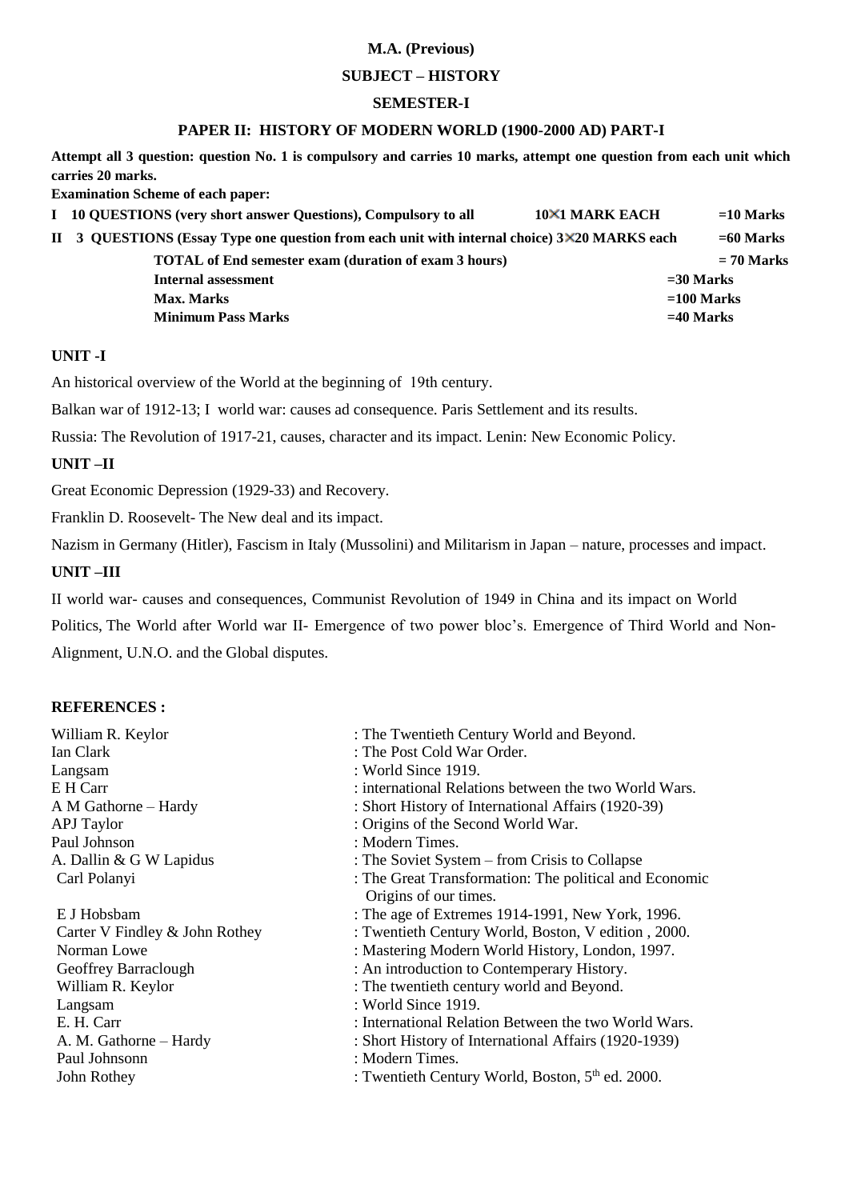**M.A. (Previous)**

**SUBJECT – HISTORY**

**SEMESTER-I**

**PAPER II: HISTORY OF MODERN WORLD (1900-2000 AD) PART-I**

**Attempt all 3 question: question No. 1 is compulsory and carries 10 marks, attempt one question from each unit which carries 20 marks.**

**Examination Scheme of each paper:**

| | | | |
|---|---|---|---|
| **I** | **10 QUESTIONS (very short answer Questions), Compulsory to all** | **10×1 MARK EACH** | **=10 Marks** |
| **II** | **3 QUESTIONS (Essay Type one question from each unit with internal choice) 3×20 MARKS each** | | **=60 Marks** |
| | **TOTAL of End semester exam (duration of exam 3 hours)** | | **= 70 Marks** |
| | **Internal assessment** | | **=30 Marks** |
| | **Max. Marks** | | **=100 Marks** |
| | **Minimum Pass Marks** | | **=40 Marks** |

## UNIT -I

An historical overview of the World at the beginning of 19th century.

Balkan war of 1912-13; I world war: causes ad consequence. Paris Settlement and its results.

Russia: The Revolution of 1917-21, causes, character and its impact. Lenin: New Economic Policy.

## UNIT –II

Great Economic Depression (1929-33) and Recovery.

Franklin D. Roosevelt- The New deal and its impact.

Nazism in Germany (Hitler), Fascism in Italy (Mussolini) and Militarism in Japan – nature, processes and impact.

## UNIT –III

II world war- causes and consequences, Communist Revolution of 1949 in China and its impact on World Politics, The World after World war II- Emergence of two power bloc's. Emergence of Third World and Non-Alignment, U.N.O. and the Global disputes.

## REFERENCES :

| | |
|---|---|
| William R. Keylor | : The Twentieth Century World and Beyond. |
| Ian Clark | : The Post Cold War Order. |
| Langsam | : World Since 1919. |
| E H Carr | : international Relations between the two World Wars. |
| A M Gathorne – Hardy | : Short History of International Affairs (1920-39) |
| APJ Taylor | : Origins of the Second World War. |
| Paul Johnson | : Modern Times. |
| A. Dallin & G W Lapidus | : The Soviet System – from Crisis to Collapse |
| Carl Polanyi | : The Great Transformation: The political and Economic Origins of our times. |
| E J Hobsbam | : The age of Extremes 1914-1991, New York, 1996. |
| Carter V Findley & John Rothey | : Twentieth Century World, Boston, V edition , 2000. |
| Norman Lowe | : Mastering Modern World History, London, 1997. |
| Geoffrey Barraclough | : An introduction to Contemperary History. |
| William R. Keylor | : The twentieth century world and Beyond. |
| Langsam | : World Since 1919. |
| E. H. Carr | : International Relation Between the two World Wars. |
| A. M. Gathorne – Hardy | : Short History of International Affairs (1920-1939) |
| Paul Johnsonn | : Modern Times. |
| John Rothey | : Twentieth Century World, Boston, 5th ed. 2000. |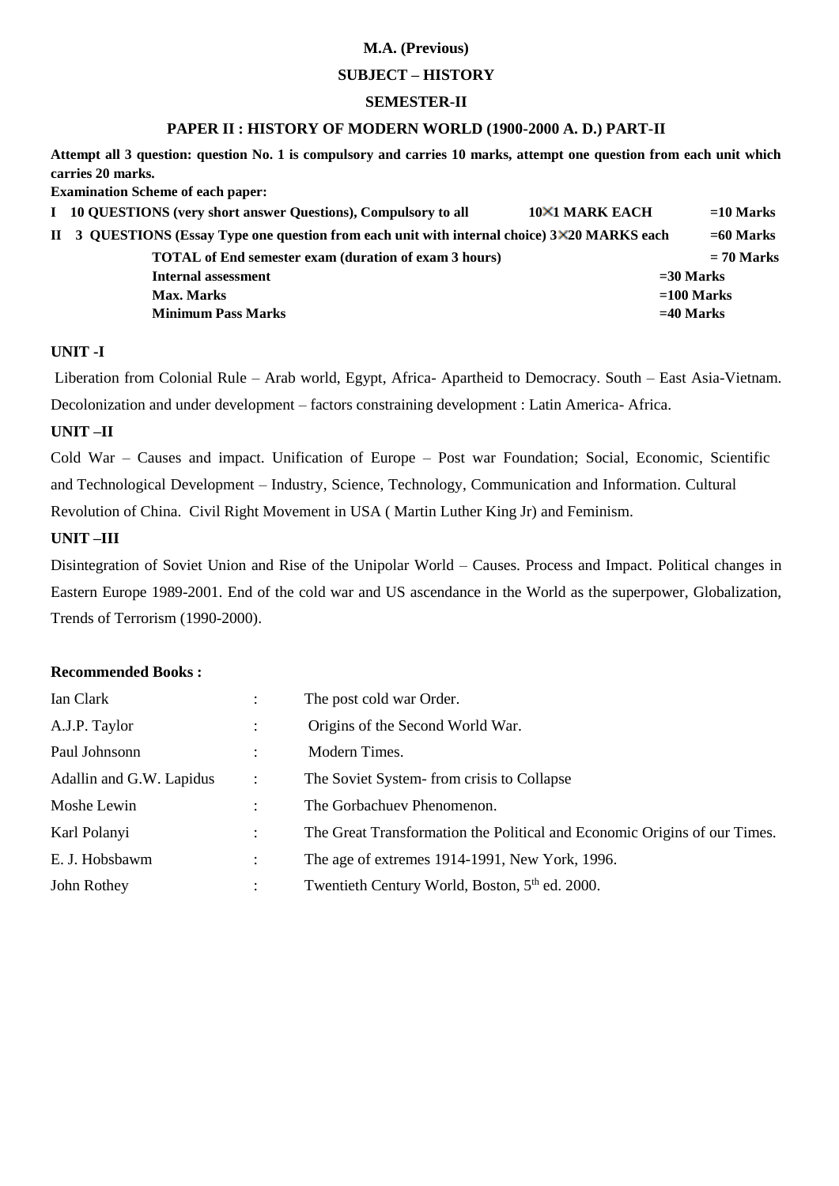**M.A. (Previous)**

**SUBJECT – HISTORY**

**SEMESTER-II**

**PAPER II : HISTORY OF MODERN WORLD (1900-2000 A. D.) PART-II**

**Attempt all 3 question: question No. 1 is compulsory and carries 10 marks, attempt one question from each unit which carries 20 marks.**

**Examination Scheme of each paper:**

| | | | |
|---|---|---|---|
| **I** | **10 QUESTIONS (very short answer Questions), Compulsory to all** | **10×1 MARK EACH** | **=10 Marks** |
| **II** | **3 QUESTIONS (Essay Type one question from each unit with internal choice) 3×20 MARKS each** | | **=60 Marks** |
| | **TOTAL of End semester exam (duration of exam 3 hours)** | | **= 70 Marks** |
| | **Internal assessment** | | **=30 Marks** |
| | **Max. Marks** | | **=100 Marks** |
| | **Minimum Pass Marks** | | **=40 Marks** |

**UNIT -I**

Liberation from Colonial Rule – Arab world, Egypt, Africa- Apartheid to Democracy. South – East Asia-Vietnam. Decolonization and under development – factors constraining development : Latin America- Africa.

**UNIT –II**

Cold War – Causes and impact. Unification of Europe – Post war Foundation; Social, Economic, Scientific and Technological Development – Industry, Science, Technology, Communication and Information. Cultural Revolution of China. Civil Right Movement in USA ( Martin Luther King Jr) and Feminism.

**UNIT –III**

Disintegration of Soviet Union and Rise of the Unipolar World – Causes. Process and Impact. Political changes in Eastern Europe 1989-2001. End of the cold war and US ascendance in the World as the superpower, Globalization, Trends of Terrorism (1990-2000).

**Recommended Books :**

| | | |
|---|---|---|
| Ian Clark | : | The post cold war Order. |
| A.J.P. Taylor | : | Origins of the Second World War. |
| Paul Johnsonn | : | Modern Times. |
| Adallin and G.W. Lapidus | : | The Soviet System- from crisis to Collapse |
| Moshe Lewin | : | The Gorbachuev Phenomenon. |
| Karl Polanyi | : | The Great Transformation the Political and Economic Origins of our Times. |
| E. J. Hobsbawm | : | The age of extremes 1914-1991, New York, 1996. |
| John Rothey | : | Twentieth Century World, Boston, 5th ed. 2000. |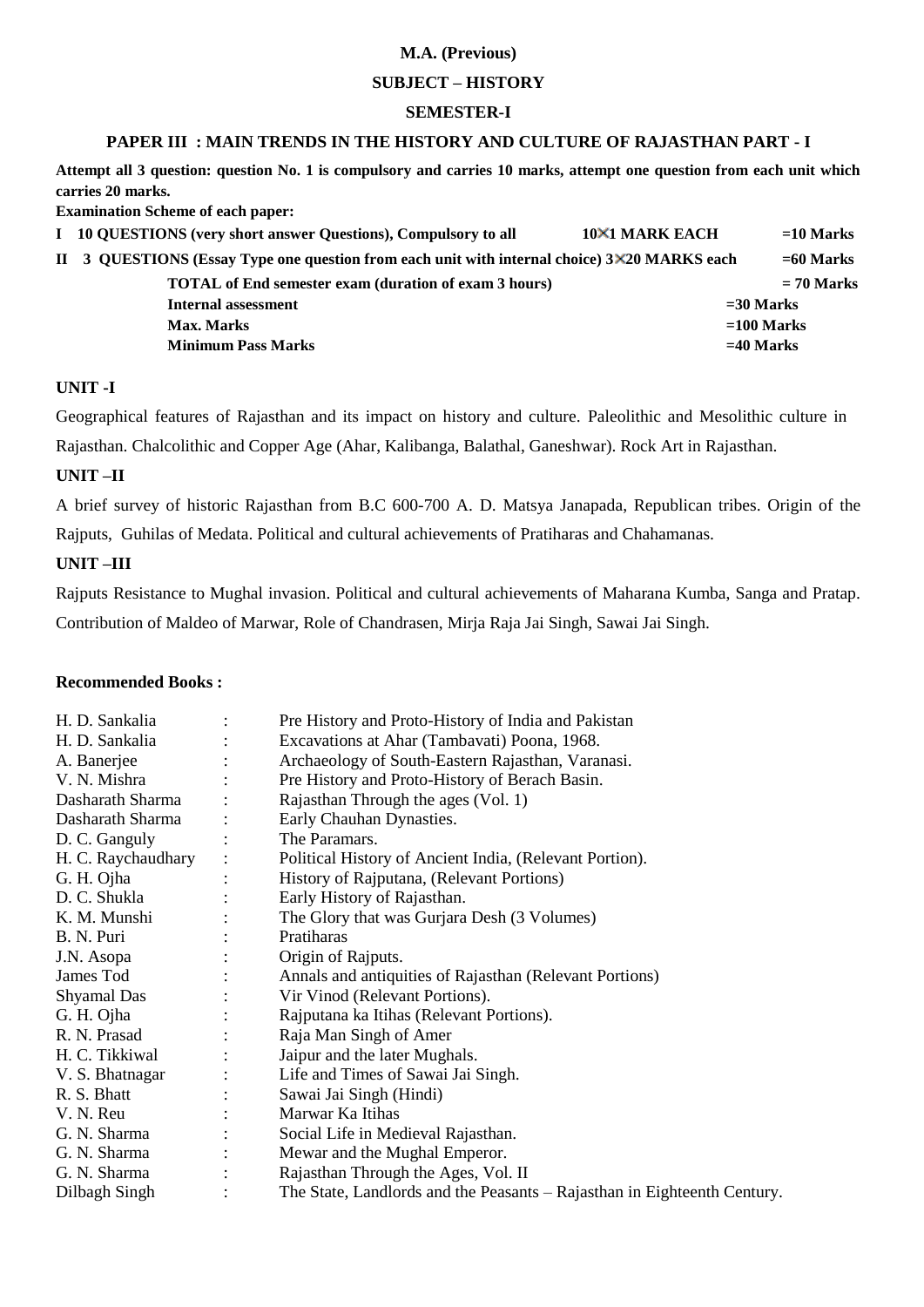**M.A. (Previous)**

**SUBJECT – HISTORY**

**SEMESTER-I**

**PAPER III : MAIN TRENDS IN THE HISTORY AND CULTURE OF RAJASTHAN PART - I**

**Attempt all 3 question: question No. 1 is compulsory and carries 10 marks, attempt one question from each unit which carries 20 marks.**

**Examination Scheme of each paper:**

| | | |
|---|---|---|
| **I 10 QUESTIONS (very short answer Questions), Compulsory to all** | **10×1 MARK EACH** | **=10 Marks** |
| **II 3 QUESTIONS (Essay Type one question from each unit with internal choice) 3×20 MARKS each** | | **=60 Marks** |
| **TOTAL of End semester exam (duration of exam 3 hours)** | | **= 70 Marks** |
| **Internal assessment** | | **=30 Marks** |
| **Max. Marks** | | **=100 Marks** |
| **Minimum Pass Marks** | | **=40 Marks** |

**UNIT -I**

Geographical features of Rajasthan and its impact on history and culture. Paleolithic and Mesolithic culture in Rajasthan. Chalcolithic and Copper Age (Ahar, Kalibanga, Balathal, Ganeshwar). Rock Art in Rajasthan.

**UNIT –II**

A brief survey of historic Rajasthan from B.C 600-700 A. D. Matsya Janapada, Republican tribes. Origin of the Rajputs, Guhilas of Medata. Political and cultural achievements of Pratiharas and Chahamanas.

**UNIT –III**

Rajputs Resistance to Mughal invasion. Political and cultural achievements of Maharana Kumba, Sanga and Pratap. Contribution of Maldeo of Marwar, Role of Chandrasen, Mirja Raja Jai Singh, Sawai Jai Singh.

**Recommended Books :**

| | | |
|---|---|---|
| H. D. Sankalia | : | Pre History and Proto-History of India and Pakistan |
| H. D. Sankalia | : | Excavations at Ahar (Tambavati) Poona, 1968. |
| A. Banerjee | : | Archaeology of South-Eastern Rajasthan, Varanasi. |
| V. N. Mishra | : | Pre History and Proto-History of Berach Basin. |
| Dasharath Sharma | : | Rajasthan Through the ages (Vol. 1) |
| Dasharath Sharma | : | Early Chauhan Dynasties. |
| D. C. Ganguly | : | The Paramars. |
| H. C. Raychaudhary | : | Political History of Ancient India, (Relevant Portion). |
| G. H. Ojha | : | History of Rajputana, (Relevant Portions) |
| D. C. Shukla | : | Early History of Rajasthan. |
| K. M. Munshi | : | The Glory that was Gurjara Desh (3 Volumes) |
| B. N. Puri | : | Pratiharas |
| J.N. Asopa | : | Origin of Rajputs. |
| James Tod | : | Annals and antiquities of Rajasthan (Relevant Portions) |
| Shyamal Das | : | Vir Vinod (Relevant Portions). |
| G. H. Ojha | : | Rajputana ka Itihas (Relevant Portions). |
| R. N. Prasad | : | Raja Man Singh of Amer |
| H. C. Tikkiwal | : | Jaipur and the later Mughals. |
| V. S. Bhatnagar | : | Life and Times of Sawai Jai Singh. |
| R. S. Bhatt | : | Sawai Jai Singh (Hindi) |
| V. N. Reu | : | Marwar Ka Itihas |
| G. N. Sharma | : | Social Life in Medieval Rajasthan. |
| G. N. Sharma | : | Mewar and the Mughal Emperor. |
| G. N. Sharma | : | Rajasthan Through the Ages, Vol. II |
| Dilbagh Singh | : | The State, Landlords and the Peasants – Rajasthan in Eighteenth Century. |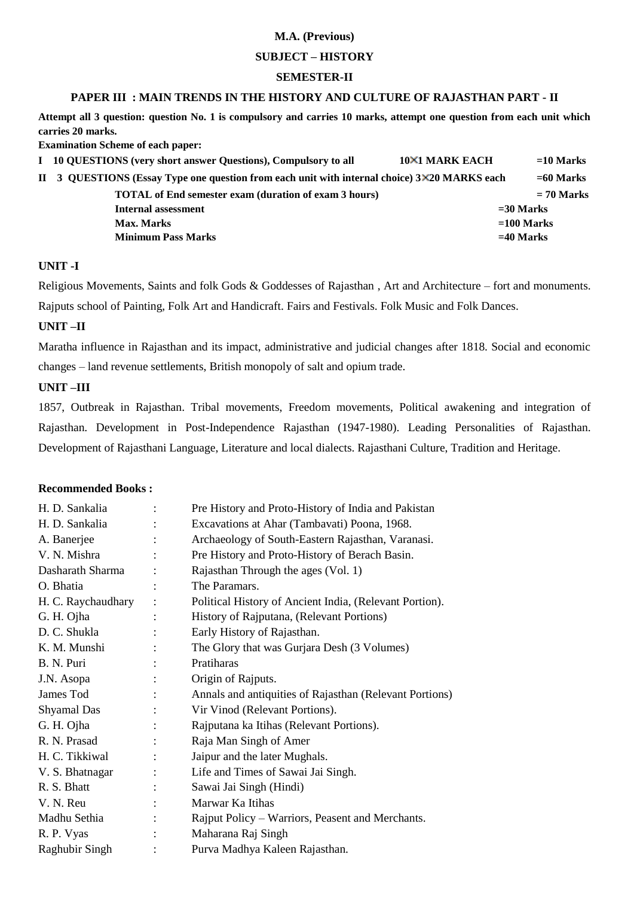**M.A. (Previous)**

**SUBJECT – HISTORY**

**SEMESTER-II**

**PAPER III : MAIN TRENDS IN THE HISTORY AND CULTURE OF RAJASTHAN PART - II**

**Attempt all 3 question: question No. 1 is compulsory and carries 10 marks, attempt one question from each unit which carries 20 marks.**

**Examination Scheme of each paper:**

| | | | |
|---|---|---|---|
| **I** | **10 QUESTIONS (very short answer Questions), Compulsory to all** | **10×1 MARK EACH** | **=10 Marks** |
| **II** | **3 QUESTIONS (Essay Type one question from each unit with internal choice)** | **3×20 MARKS each** | **=60 Marks** |
| | **TOTAL of End semester exam (duration of exam 3 hours)** | | **= 70 Marks** |
| | **Internal assessment** | | **=30 Marks** |
| | **Max. Marks** | | **=100 Marks** |
| | **Minimum Pass Marks** | | **=40 Marks** |

### UNIT -I

Religious Movements, Saints and folk Gods & Goddesses of Rajasthan , Art and Architecture – fort and monuments. Rajputs school of Painting, Folk Art and Handicraft. Fairs and Festivals. Folk Music and Folk Dances.

### UNIT –II

Maratha influence in Rajasthan and its impact, administrative and judicial changes after 1818. Social and economic changes – land revenue settlements, British monopoly of salt and opium trade.

### UNIT –III

1857, Outbreak in Rajasthan. Tribal movements, Freedom movements, Political awakening and integration of Rajasthan. Development in Post-Independence Rajasthan (1947-1980). Leading Personalities of Rajasthan. Development of Rajasthani Language, Literature and local dialects. Rajasthani Culture, Tradition and Heritage.

**Recommended Books :**

| | | |
|---|---|---|
| H. D. Sankalia | : | Pre History and Proto-History of India and Pakistan |
| H. D. Sankalia | : | Excavations at Ahar (Tambavati) Poona, 1968. |
| A. Banerjee | : | Archaeology of South-Eastern Rajasthan, Varanasi. |
| V. N. Mishra | : | Pre History and Proto-History of Berach Basin. |
| Dasharath Sharma | : | Rajasthan Through the ages (Vol. 1) |
| O. Bhatia | : | The Paramars. |
| H. C. Raychaudhary | : | Political History of Ancient India, (Relevant Portion). |
| G. H. Ojha | : | History of Rajputana, (Relevant Portions) |
| D. C. Shukla | : | Early History of Rajasthan. |
| K. M. Munshi | : | The Glory that was Gurjara Desh (3 Volumes) |
| B. N. Puri | : | Pratiharas |
| J.N. Asopa | : | Origin of Rajputs. |
| James Tod | : | Annals and antiquities of Rajasthan (Relevant Portions) |
| Shyamal Das | : | Vir Vinod (Relevant Portions). |
| G. H. Ojha | : | Rajputana ka Itihas (Relevant Portions). |
| R. N. Prasad | : | Raja Man Singh of Amer |
| H. C. Tikkiwal | : | Jaipur and the later Mughals. |
| V. S. Bhatnagar | : | Life and Times of Sawai Jai Singh. |
| R. S. Bhatt | : | Sawai Jai Singh (Hindi) |
| V. N. Reu | : | Marwar Ka Itihas |
| Madhu Sethia | : | Rajput Policy – Warriors, Pesent and Merchants. |
| R. P. Vyas | : | Maharana Raj Singh |
| Raghubir Singh | : | Purva Madhya Kaleen Rajasthan. |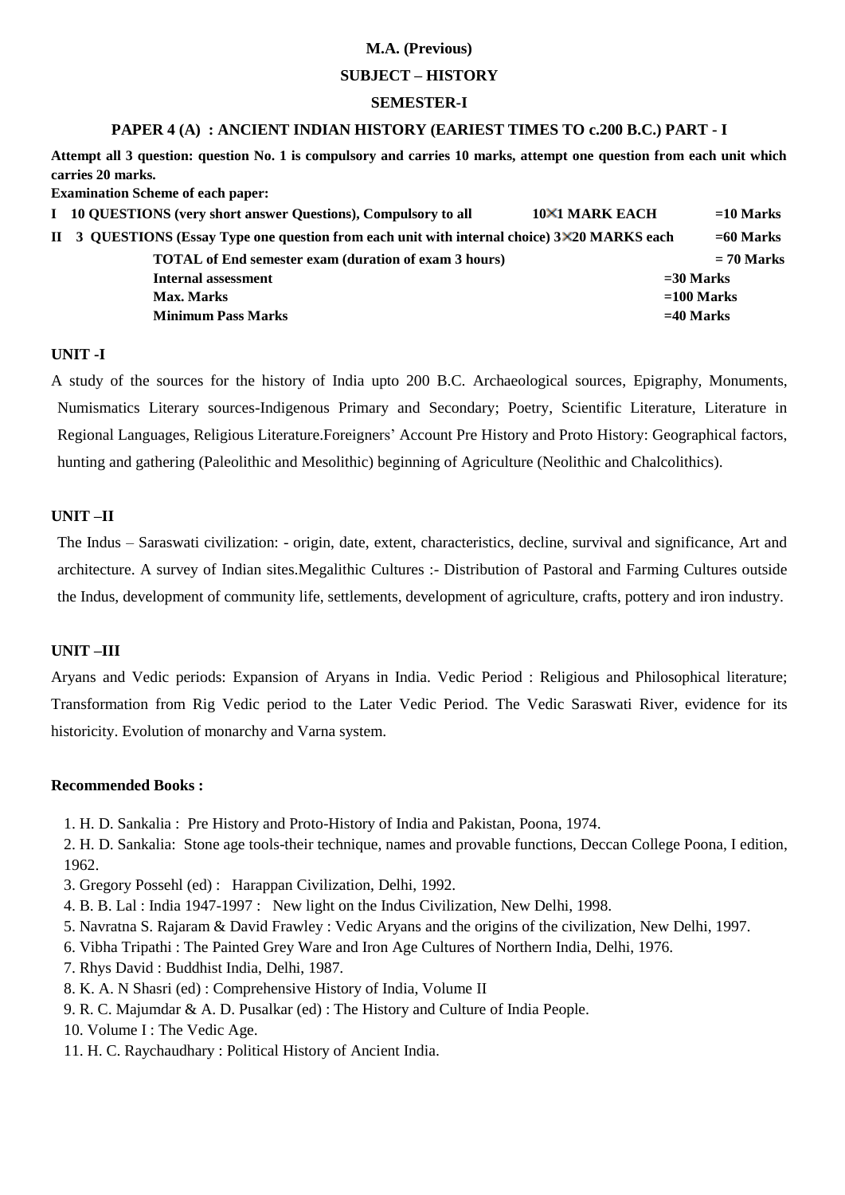**M.A. (Previous)**

**SUBJECT – HISTORY**

**SEMESTER-I**

**PAPER 4 (A) : ANCIENT INDIAN HISTORY (EARIEST TIMES TO c.200 B.C.) PART - I**

**Attempt all 3 question: question No. 1 is compulsory and carries 10 marks, attempt one question from each unit which carries 20 marks.**

**Examination Scheme of each paper:**

| | | | |
|---|---|---|---|
| **I** | **10 QUESTIONS (very short answer Questions), Compulsory to all** | **10×1 MARK EACH** | **=10 Marks** |
| **II** | **3 QUESTIONS (Essay Type one question from each unit with internal choice) 3×20 MARKS each** | | **=60 Marks** |
| | **TOTAL of End semester exam (duration of exam 3 hours)** | | **= 70 Marks** |
| | **Internal assessment** | | **=30 Marks** |
| | **Max. Marks** | | **=100 Marks** |
| | **Minimum Pass Marks** | | **=40 Marks** |

### UNIT -I

A study of the sources for the history of India upto 200 B.C. Archaeological sources, Epigraphy, Monuments, Numismatics Literary sources-Indigenous Primary and Secondary; Poetry, Scientific Literature, Literature in Regional Languages, Religious Literature.Foreigners' Account Pre History and Proto History: Geographical factors, hunting and gathering (Paleolithic and Mesolithic) beginning of Agriculture (Neolithic and Chalcolithics).

### UNIT –II

The Indus – Saraswati civilization: - origin, date, extent, characteristics, decline, survival and significance, Art and architecture. A survey of Indian sites.Megalithic Cultures :- Distribution of Pastoral and Farming Cultures outside the Indus, development of community life, settlements, development of agriculture, crafts, pottery and iron industry.

### UNIT –III

Aryans and Vedic periods: Expansion of Aryans in India. Vedic Period : Religious and Philosophical literature; Transformation from Rig Vedic period to the Later Vedic Period. The Vedic Saraswati River, evidence for its historicity. Evolution of monarchy and Varna system.

### Recommended Books :

1. H. D. Sankalia : Pre History and Proto-History of India and Pakistan, Poona, 1974.
2. H. D. Sankalia: Stone age tools-their technique, names and provable functions, Deccan College Poona, I edition, 1962.
3. Gregory Possehl (ed) : Harappan Civilization, Delhi, 1992.
4. B. B. Lal : India 1947-1997 : New light on the Indus Civilization, New Delhi, 1998.
5. Navratna S. Rajaram & David Frawley : Vedic Aryans and the origins of the civilization, New Delhi, 1997.
6. Vibha Tripathi : The Painted Grey Ware and Iron Age Cultures of Northern India, Delhi, 1976.
7. Rhys David : Buddhist India, Delhi, 1987.
8. K. A. N Shasri (ed) : Comprehensive History of India, Volume II
9. R. C. Majumdar & A. D. Pusalkar (ed) : The History and Culture of India People.
10. Volume I : The Vedic Age.
11. H. C. Raychaudhary : Political History of Ancient India.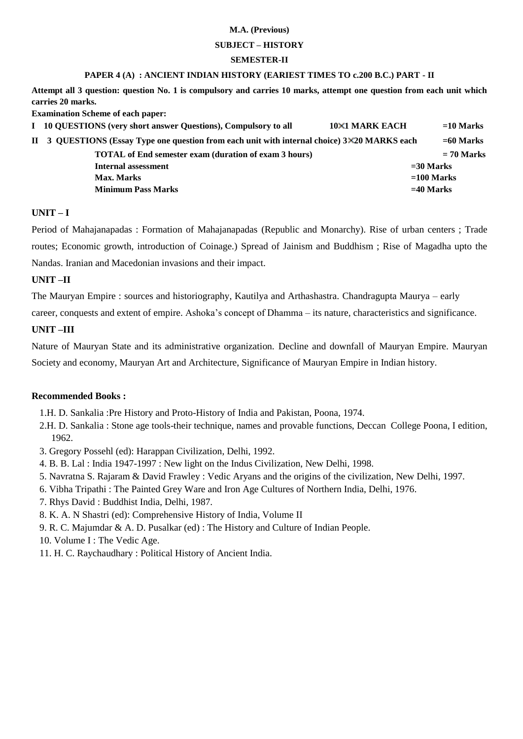**M.A. (Previous)**

**SUBJECT – HISTORY**

**SEMESTER-II**

**PAPER 4 (A) : ANCIENT INDIAN HISTORY (EARIEST TIMES TO c.200 B.C.) PART - II**

**Attempt all 3 question: question No. 1 is compulsory and carries 10 marks, attempt one question from each unit which carries 20 marks.**

**Examination Scheme of each paper:**

| | | | |
|---|---|---|---|
| **I** | **10 QUESTIONS (very short answer Questions), Compulsory to all** | **10×1 MARK EACH** | **=10 Marks** |
| **II** | **3 QUESTIONS (Essay Type one question from each unit with internal choice) 3×20 MARKS each** | | **=60 Marks** |
| | **TOTAL of End semester exam (duration of exam 3 hours)** | | **= 70 Marks** |
| | **Internal assessment** | | **=30 Marks** |
| | **Max. Marks** | | **=100 Marks** |
| | **Minimum Pass Marks** | | **=40 Marks** |

**UNIT – I**

Period of Mahajanapadas : Formation of Mahajanapadas (Republic and Monarchy). Rise of urban centers ; Trade routes; Economic growth, introduction of Coinage.) Spread of Jainism and Buddhism ; Rise of Magadha upto the Nandas. Iranian and Macedonian invasions and their impact.

**UNIT –II**

The Mauryan Empire : sources and historiography, Kautilya and Arthashastra. Chandragupta Maurya – early career, conquests and extent of empire. Ashoka's concept of Dhamma – its nature, characteristics and significance.

**UNIT –III**

Nature of Mauryan State and its administrative organization. Decline and downfall of Mauryan Empire. Mauryan Society and economy, Mauryan Art and Architecture, Significance of Mauryan Empire in Indian history.

**Recommended Books :**

1. H. D. Sankalia :Pre History and Proto-History of India and Pakistan, Poona, 1974.
2. H. D. Sankalia : Stone age tools-their technique, names and provable functions, Deccan College Poona, I edition, 1962.
3. Gregory Possehl (ed): Harappan Civilization, Delhi, 1992.
4. B. B. Lal : India 1947-1997 : New light on the Indus Civilization, New Delhi, 1998.
5. Navratna S. Rajaram & David Frawley : Vedic Aryans and the origins of the civilization, New Delhi, 1997.
6. Vibha Tripathi : The Painted Grey Ware and Iron Age Cultures of Northern India, Delhi, 1976.
7. Rhys David : Buddhist India, Delhi, 1987.
8. K. A. N Shastri (ed): Comprehensive History of India, Volume II
9. R. C. Majumdar & A. D. Pusalkar (ed) : The History and Culture of Indian People.
10. Volume I : The Vedic Age.
11. H. C. Raychaudhary : Political History of Ancient India.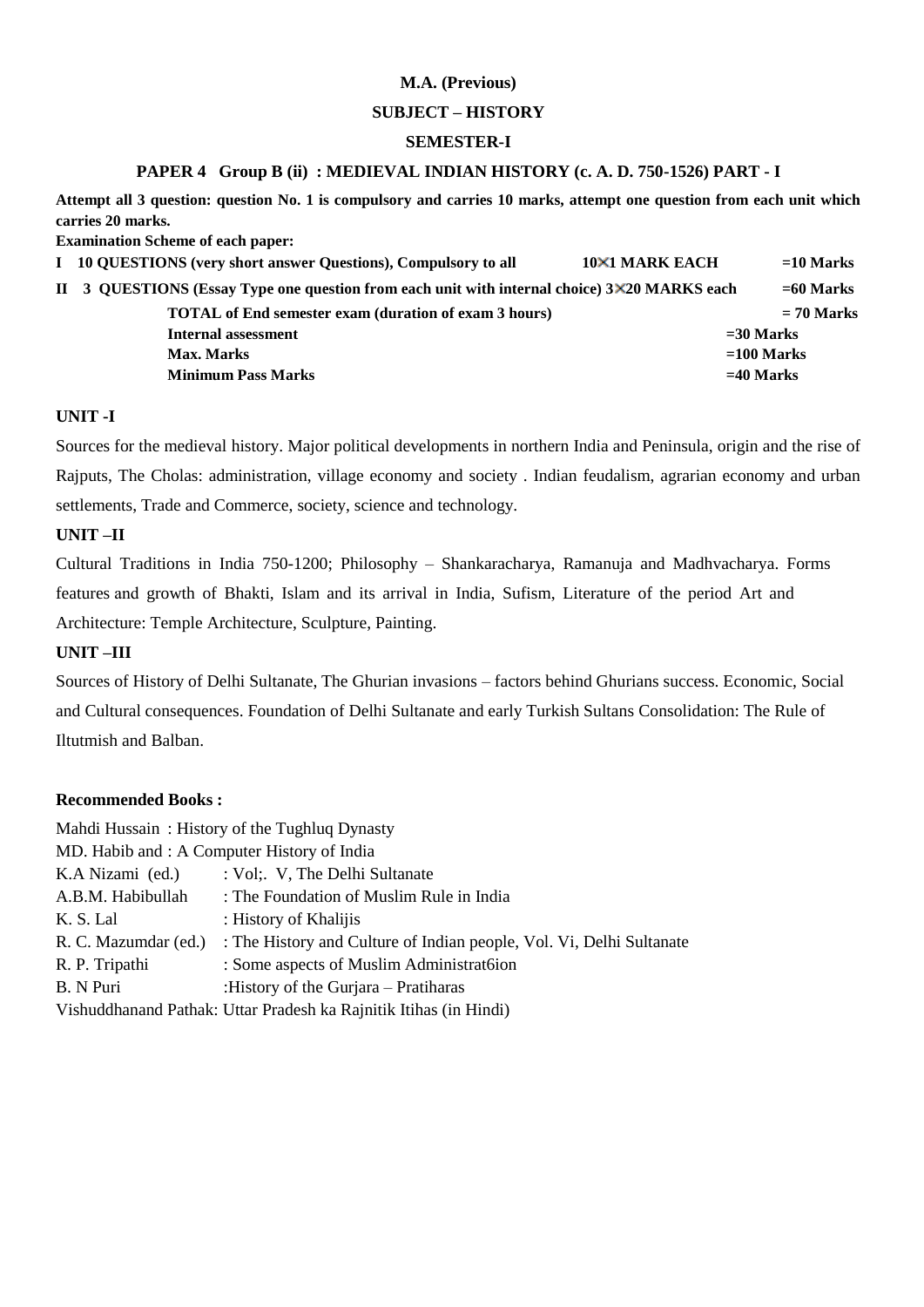**M.A. (Previous)**

**SUBJECT – HISTORY**

**SEMESTER-I**

**PAPER 4 Group B (ii) : MEDIEVAL INDIAN HISTORY (c. A. D. 750-1526) PART - I**

**Attempt all 3 question: question No. 1 is compulsory and carries 10 marks, attempt one question from each unit which carries 20 marks.**

**Examination Scheme of each paper:**

| | | | |
|---|---|---|---|
| **I** | **10 QUESTIONS (very short answer Questions), Compulsory to all** | **10×1 MARK EACH** | **=10 Marks** |
| **II** | **3 QUESTIONS (Essay Type one question from each unit with internal choice) 3×20 MARKS each** | | **=60 Marks** |
| | **TOTAL of End semester exam (duration of exam 3 hours)** | | **= 70 Marks** |
| | **Internal assessment** | | **=30 Marks** |
| | **Max. Marks** | | **=100 Marks** |
| | **Minimum Pass Marks** | | **=40 Marks** |

**UNIT -I**

Sources for the medieval history. Major political developments in northern India and Peninsula, origin and the rise of Rajputs, The Cholas: administration, village economy and society . Indian feudalism, agrarian economy and urban settlements, Trade and Commerce, society, science and technology.

**UNIT –II**

Cultural Traditions in India 750-1200; Philosophy – Shankaracharya, Ramanuja and Madhvacharya. Forms features and growth of Bhakti, Islam and its arrival in India, Sufism, Literature of the period Art and Architecture: Temple Architecture, Sculpture, Painting.

**UNIT –III**

Sources of History of Delhi Sultanate, The Ghurian invasions – factors behind Ghurians success. Economic, Social and Cultural consequences. Foundation of Delhi Sultanate and early Turkish Sultans Consolidation: The Rule of Iltutmish and Balban.

**Recommended Books :**

Mahdi Hussain : History of the Tughluq Dynasty
MD. Habib and : A Computer History of India
K.A Nizami (ed.) : Vol;. V, The Delhi Sultanate
A.B.M. Habibullah : The Foundation of Muslim Rule in India
K. S. Lal : History of Khalijis
R. C. Mazumdar (ed.) : The History and Culture of Indian people, Vol. Vi, Delhi Sultanate
R. P. Tripathi : Some aspects of Muslim Administrat6ion
B. N Puri :History of the Gurjara – Pratiharas
Vishuddhanand Pathak: Uttar Pradesh ka Rajnitik Itihas (in Hindi)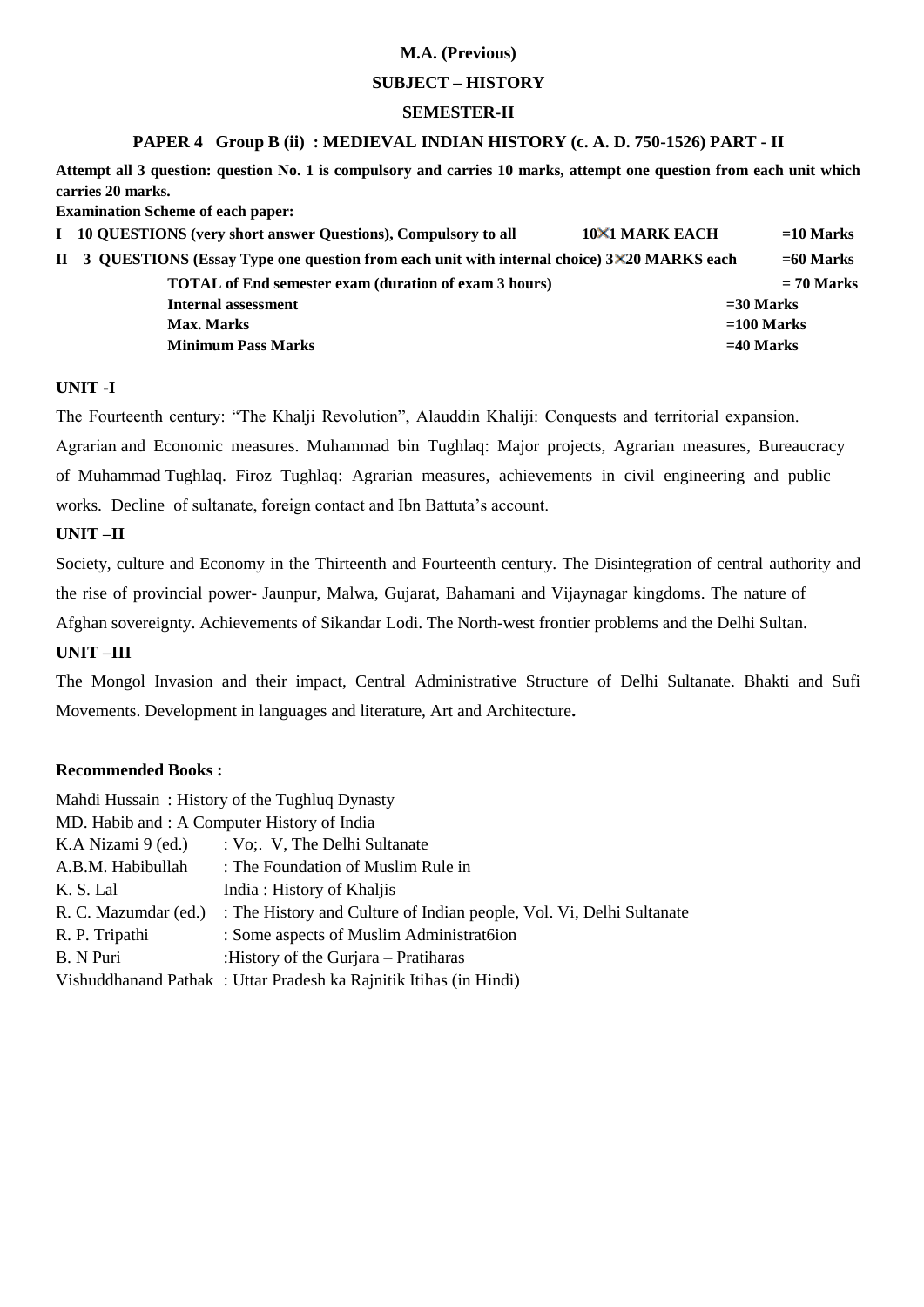**M.A. (Previous)**

**SUBJECT – HISTORY**

**SEMESTER-II**

**PAPER 4 Group B (ii) : MEDIEVAL INDIAN HISTORY (c. A. D. 750-1526) PART - II**

**Attempt all 3 question: question No. 1 is compulsory and carries 10 marks, attempt one question from each unit which carries 20 marks.**

**Examination Scheme of each paper:**

| | | | |
|---|---|---|---|
| **I** | **10 QUESTIONS (very short answer Questions), Compulsory to all** | **10×1 MARK EACH** | **=10 Marks** |
| **II** | **3 QUESTIONS (Essay Type one question from each unit with internal choice) 3×20 MARKS each** | | **=60 Marks** |
| | **TOTAL of End semester exam (duration of exam 3 hours)** | | **= 70 Marks** |
| | **Internal assessment** | | **=30 Marks** |
| | **Max. Marks** | | **=100 Marks** |
| | **Minimum Pass Marks** | | **=40 Marks** |

**UNIT -I**

The Fourteenth century: "The Khalji Revolution", Alauddin Khaliji: Conquests and territorial expansion. Agrarian and Economic measures. Muhammad bin Tughlaq: Major projects, Agrarian measures, Bureaucracy of Muhammad Tughlaq. Firoz Tughlaq: Agrarian measures, achievements in civil engineering and public works. Decline of sultanate, foreign contact and Ibn Battuta's account.

**UNIT –II**

Society, culture and Economy in the Thirteenth and Fourteenth century. The Disintegration of central authority and the rise of provincial power- Jaunpur, Malwa, Gujarat, Bahamani and Vijaynagar kingdoms. The nature of Afghan sovereignty. Achievements of Sikandar Lodi. The North-west frontier problems and the Delhi Sultan.

**UNIT –III**

The Mongol Invasion and their impact, Central Administrative Structure of Delhi Sultanate. Bhakti and Sufi Movements. Development in languages and literature, Art and Architecture**.**

**Recommended Books :**

Mahdi Hussain : History of the Tughluq Dynasty
MD. Habib and : A Computer History of India
K.A Nizami 9 (ed.) : Vo;. V, The Delhi Sultanate
A.B.M. Habibullah : The Foundation of Muslim Rule in
K. S. Lal India : History of Khaljis
R. C. Mazumdar (ed.) : The History and Culture of Indian people, Vol. Vi, Delhi Sultanate
R. P. Tripathi : Some aspects of Muslim Administrat6ion
B. N Puri :History of the Gurjara – Pratiharas
Vishuddhanand Pathak : Uttar Pradesh ka Rajnitik Itihas (in Hindi)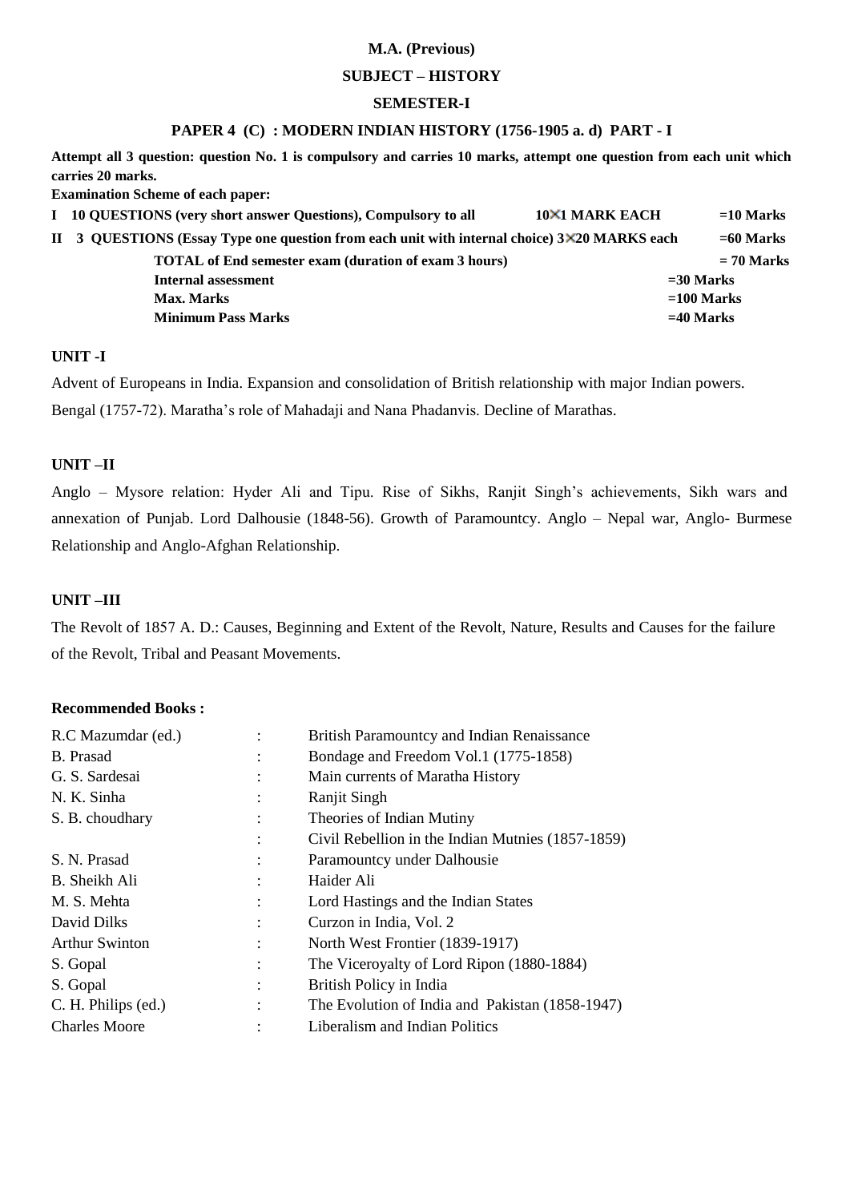**M.A. (Previous)**

**SUBJECT – HISTORY**

**SEMESTER-I**

## PAPER 4 (C) : MODERN INDIAN HISTORY (1756-1905 a. d) PART - I

**Attempt all 3 question: question No. 1 is compulsory and carries 10 marks, attempt one question from each unit which carries 20 marks.**

**Examination Scheme of each paper:**

| | | | |
|---|---|---|---|
| **I** | **10 QUESTIONS (very short answer Questions), Compulsory to all** | **10×1 MARK EACH** | **=10 Marks** |
| **II** | **3 QUESTIONS (Essay Type one question from each unit with internal choice) 3×20 MARKS each** | | **=60 Marks** |
| | **TOTAL of End semester exam (duration of exam 3 hours)** | | **= 70 Marks** |
| | **Internal assessment** | | **=30 Marks** |
| | **Max. Marks** | | **=100 Marks** |
| | **Minimum Pass Marks** | | **=40 Marks** |

### UNIT -I

Advent of Europeans in India. Expansion and consolidation of British relationship with major Indian powers. Bengal (1757-72). Maratha's role of Mahadaji and Nana Phadanvis. Decline of Marathas.

### UNIT –II

Anglo – Mysore relation: Hyder Ali and Tipu. Rise of Sikhs, Ranjit Singh's achievements, Sikh wars and annexation of Punjab. Lord Dalhousie (1848-56). Growth of Paramountcy. Anglo – Nepal war, Anglo- Burmese Relationship and Anglo-Afghan Relationship.

### UNIT –III

The Revolt of 1857 A. D.: Causes, Beginning and Extent of the Revolt, Nature, Results and Causes for the failure of the Revolt, Tribal and Peasant Movements.

### Recommended Books :

| | | |
|---|---|---|
| R.C Mazumdar (ed.) | : | British Paramountcy and Indian Renaissance |
| B. Prasad | : | Bondage and Freedom Vol.1 (1775-1858) |
| G. S. Sardesai | : | Main currents of Maratha History |
| N. K. Sinha | : | Ranjit Singh |
| S. B. choudhary | : | Theories of Indian Mutiny |
| | : | Civil Rebellion in the Indian Mutnies (1857-1859) |
| S. N. Prasad | : | Paramountcy under Dalhousie |
| B. Sheikh Ali | : | Haider Ali |
| M. S. Mehta | : | Lord Hastings and the Indian States |
| David Dilks | : | Curzon in India, Vol. 2 |
| Arthur Swinton | : | North West Frontier (1839-1917) |
| S. Gopal | : | The Viceroyalty of Lord Ripon (1880-1884) |
| S. Gopal | : | British Policy in India |
| C. H. Philips (ed.) | : | The Evolution of India and Pakistan (1858-1947) |
| Charles Moore | : | Liberalism and Indian Politics |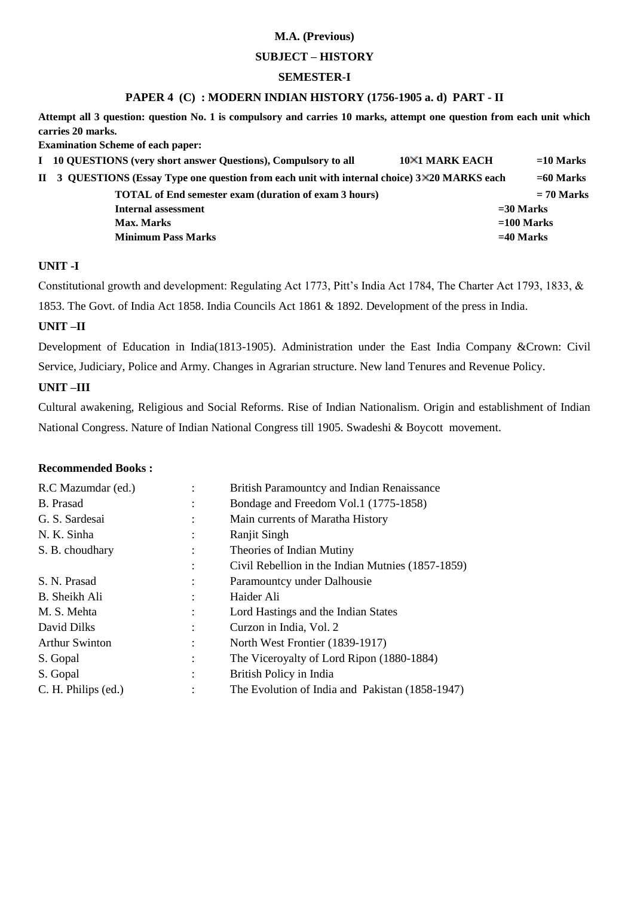**M.A. (Previous)**

**SUBJECT – HISTORY**

**SEMESTER-I**

**PAPER 4 (C) : MODERN INDIAN HISTORY (1756-1905 a. d) PART - II**

**Attempt all 3 question: question No. 1 is compulsory and carries 10 marks, attempt one question from each unit which carries 20 marks.**

**Examination Scheme of each paper:**

| | | | |
|---|---|---|---|
| **I** | **10 QUESTIONS (very short answer Questions), Compulsory to all** | **10×1 MARK EACH** | **=10 Marks** |
| **II** | **3 QUESTIONS (Essay Type one question from each unit with internal choice) 3×20 MARKS each** | | **=60 Marks** |
| | **TOTAL of End semester exam (duration of exam 3 hours)** | | **= 70 Marks** |
| | **Internal assessment** | | **=30 Marks** |
| | **Max. Marks** | | **=100 Marks** |
| | **Minimum Pass Marks** | | **=40 Marks** |

**UNIT -I**

Constitutional growth and development: Regulating Act 1773, Pitt's India Act 1784, The Charter Act 1793, 1833, & 1853. The Govt. of India Act 1858. India Councils Act 1861 & 1892. Development of the press in India.

**UNIT –II**

Development of Education in India(1813-1905). Administration under the East India Company &Crown: Civil Service, Judiciary, Police and Army. Changes in Agrarian structure. New land Tenures and Revenue Policy.

**UNIT –III**

Cultural awakening, Religious and Social Reforms. Rise of Indian Nationalism. Origin and establishment of Indian National Congress. Nature of Indian National Congress till 1905. Swadeshi & Boycott movement.

**Recommended Books :**

| | | |
|---|---|---|
| R.C Mazumdar (ed.) | : | British Paramountcy and Indian Renaissance |
| B. Prasad | : | Bondage and Freedom Vol.1 (1775-1858) |
| G. S. Sardesai | : | Main currents of Maratha History |
| N. K. Sinha | : | Ranjit Singh |
| S. B. choudhary | : | Theories of Indian Mutiny |
| | : | Civil Rebellion in the Indian Mutnies (1857-1859) |
| S. N. Prasad | : | Paramountcy under Dalhousie |
| B. Sheikh Ali | : | Haider Ali |
| M. S. Mehta | : | Lord Hastings and the Indian States |
| David Dilks | : | Curzon in India, Vol. 2 |
| Arthur Swinton | : | North West Frontier (1839-1917) |
| S. Gopal | : | The Viceroyalty of Lord Ripon (1880-1884) |
| S. Gopal | : | British Policy in India |
| C. H. Philips (ed.) | : | The Evolution of India and Pakistan (1858-1947) |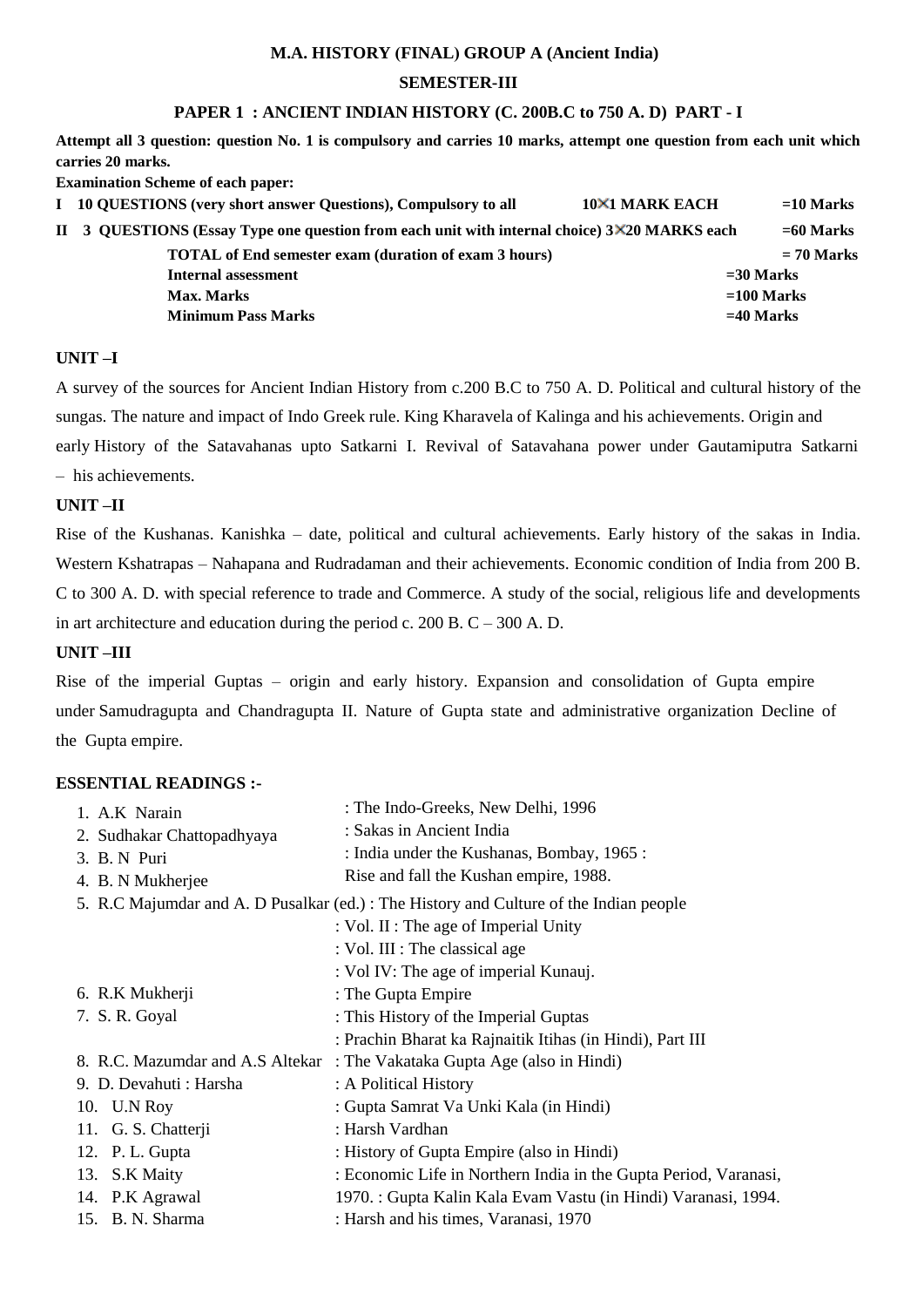**M.A. HISTORY (FINAL) GROUP A (Ancient India)**

**SEMESTER-III**

**PAPER 1 : ANCIENT INDIAN HISTORY (C. 200B.C to 750 A. D) PART - I**

**Attempt all 3 question: question No. 1 is compulsory and carries 10 marks, attempt one question from each unit which carries 20 marks.**

**Examination Scheme of each paper:**

**I 10 QUESTIONS (very short answer Questions), Compulsory to all 10×1 MARK EACH =10 Marks**

**II 3 QUESTIONS (Essay Type one question from each unit with internal choice) 3×20 MARKS each =60 Marks**

| | |
|---|---|
| **TOTAL of End semester exam (duration of exam 3 hours)** | **= 70 Marks** |
| **Internal assessment** | **=30 Marks** |
| **Max. Marks** | **=100 Marks** |
| **Minimum Pass Marks** | **=40 Marks** |

**UNIT –I**

A survey of the sources for Ancient Indian History from c.200 B.C to 750 A. D. Political and cultural history of the sungas. The nature and impact of Indo Greek rule. King Kharavela of Kalinga and his achievements. Origin and early History of the Satavahanas upto Satkarni I. Revival of Satavahana power under Gautamiputra Satkarni – his achievements.

**UNIT –II**

Rise of the Kushanas. Kanishka – date, political and cultural achievements. Early history of the sakas in India. Western Kshatrapas – Nahapana and Rudradaman and their achievements. Economic condition of India from 200 B. C to 300 A. D. with special reference to trade and Commerce. A study of the social, religious life and developments in art architecture and education during the period c. 200 B. C – 300 A. D.

**UNIT –III**

Rise of the imperial Guptas – origin and early history. Expansion and consolidation of Gupta empire under Samudragupta and Chandragupta II. Nature of Gupta state and administrative organization Decline of the Gupta empire.

**ESSENTIAL READINGS :-**

1. A.K Narain : The Indo-Greeks, New Delhi, 1996
2. Sudhakar Chattopadhyaya : Sakas in Ancient India
3. B. N Puri : India under the Kushanas, Bombay, 1965 :
4. B. N Mukherjee Rise and fall the Kushan empire, 1988.
5. R.C Majumdar and A. D Pusalkar (ed.) : The History and Culture of the Indian people
   : Vol. II : The age of Imperial Unity
   : Vol. III : The classical age
   : Vol IV: The age of imperial Kunauj.
6. R.K Mukherji : The Gupta Empire
7. S. R. Goyal : This History of the Imperial Guptas
   : Prachin Bharat ka Rajnaitik Itihas (in Hindi), Part III
8. R.C. Mazumdar and A.S Altekar : The Vakataka Gupta Age (also in Hindi)
9. D. Devahuti : Harsha : A Political History
10. U.N Roy : Gupta Samrat Va Unki Kala (in Hindi)
11. G. S. Chatterji : Harsh Vardhan
12. P. L. Gupta : History of Gupta Empire (also in Hindi)
13. S.K Maity : Economic Life in Northern India in the Gupta Period, Varanasi, 1970.
14. P.K Agrawal : Gupta Kalin Kala Evam Vastu (in Hindi) Varanasi, 1994.
15. B. N. Sharma : Harsh and his times, Varanasi, 1970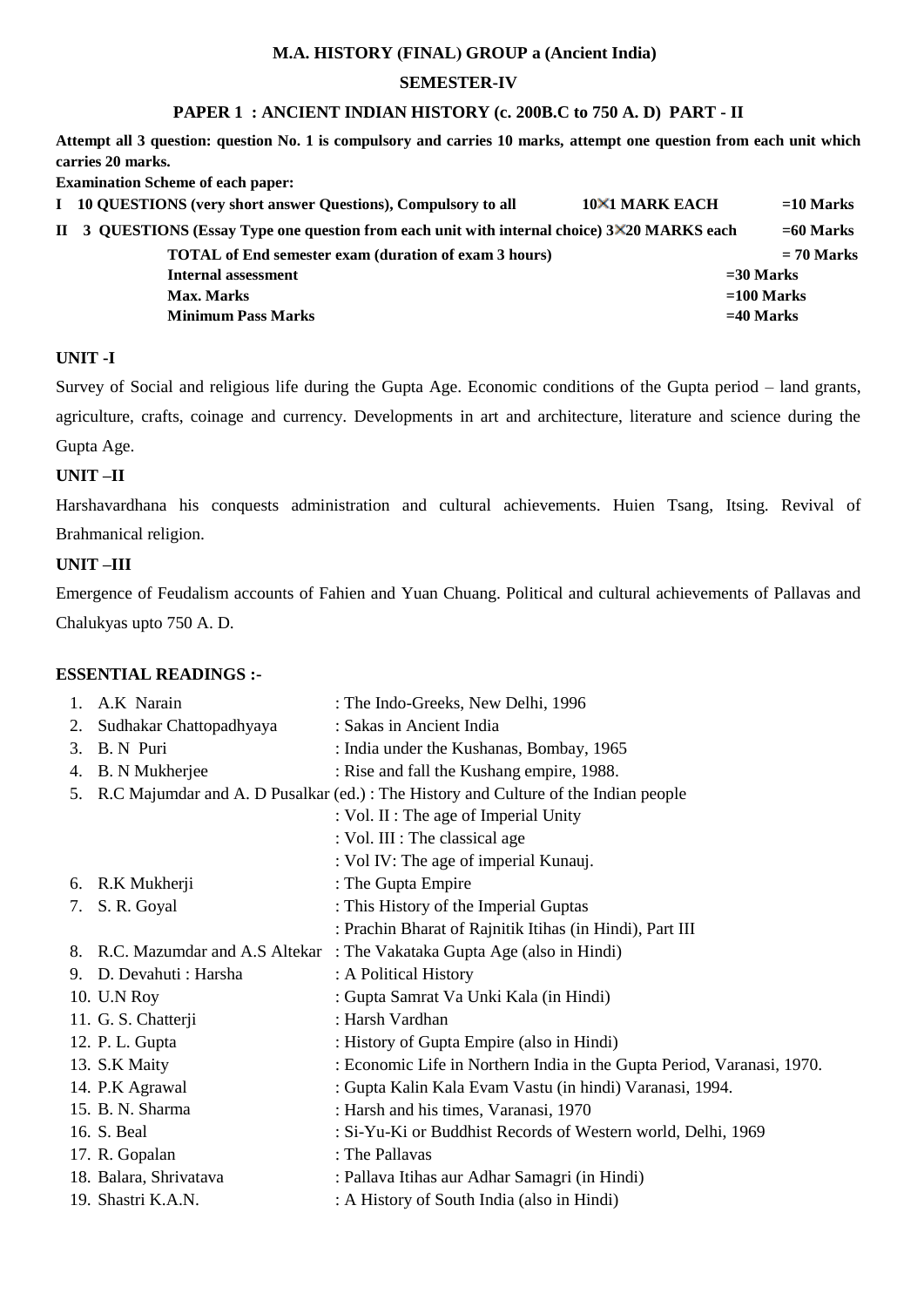**M.A. HISTORY (FINAL) GROUP a (Ancient India)**

**SEMESTER-IV**

**PAPER 1 : ANCIENT INDIAN HISTORY (c. 200B.C to 750 A. D) PART - II**

**Attempt all 3 question: question No. 1 is compulsory and carries 10 marks, attempt one question from each unit which carries 20 marks.**

**Examination Scheme of each paper:**

**I 10 QUESTIONS (very short answer Questions), Compulsory to all 10×1 MARK EACH =10 Marks**

**II 3 QUESTIONS (Essay Type one question from each unit with internal choice) 3×20 MARKS each =60 Marks**

| | |
|---|---|
| **TOTAL of End semester exam (duration of exam 3 hours)** | **= 70 Marks** |
| **Internal assessment** | **=30 Marks** |
| **Max. Marks** | **=100 Marks** |
| **Minimum Pass Marks** | **=40 Marks** |

**UNIT -I**

Survey of Social and religious life during the Gupta Age. Economic conditions of the Gupta period – land grants, agriculture, crafts, coinage and currency. Developments in art and architecture, literature and science during the Gupta Age.

**UNIT –II**

Harshavardhana his conquests administration and cultural achievements. Huien Tsang, Itsing. Revival of Brahmanical religion.

**UNIT –III**

Emergence of Feudalism accounts of Fahien and Yuan Chuang. Political and cultural achievements of Pallavas and Chalukyas upto 750 A. D.

**ESSENTIAL READINGS :-**

1. A.K Narain : The Indo-Greeks, New Delhi, 1996
2. Sudhakar Chattopadhyaya : Sakas in Ancient India
3. B. N Puri : India under the Kushanas, Bombay, 1965
4. B. N Mukherjee : Rise and fall the Kushang empire, 1988.
5. R.C Majumdar and A. D Pusalkar (ed.) : The History and Culture of the Indian people
   : Vol. II : The age of Imperial Unity
   : Vol. III : The classical age
   : Vol IV: The age of imperial Kunauj.
6. R.K Mukherji : The Gupta Empire
7. S. R. Goyal : This History of the Imperial Guptas
   : Prachin Bharat of Rajnitik Itihas (in Hindi), Part III
8. R.C. Mazumdar and A.S Altekar : The Vakataka Gupta Age (also in Hindi)
9. D. Devahuti : Harsha : A Political History
10. U.N Roy : Gupta Samrat Va Unki Kala (in Hindi)
11. G. S. Chatterji : Harsh Vardhan
12. P. L. Gupta : History of Gupta Empire (also in Hindi)
13. S.K Maity : Economic Life in Northern India in the Gupta Period, Varanasi, 1970.
14. P.K Agrawal : Gupta Kalin Kala Evam Vastu (in hindi) Varanasi, 1994.
15. B. N. Sharma : Harsh and his times, Varanasi, 1970
16. S. Beal : Si-Yu-Ki or Buddhist Records of Western world, Delhi, 1969
17. R. Gopalan : The Pallavas
18. Balara, Shrivatava : Pallava Itihas aur Adhar Samagri (in Hindi)
19. Shastri K.A.N. : A History of South India (also in Hindi)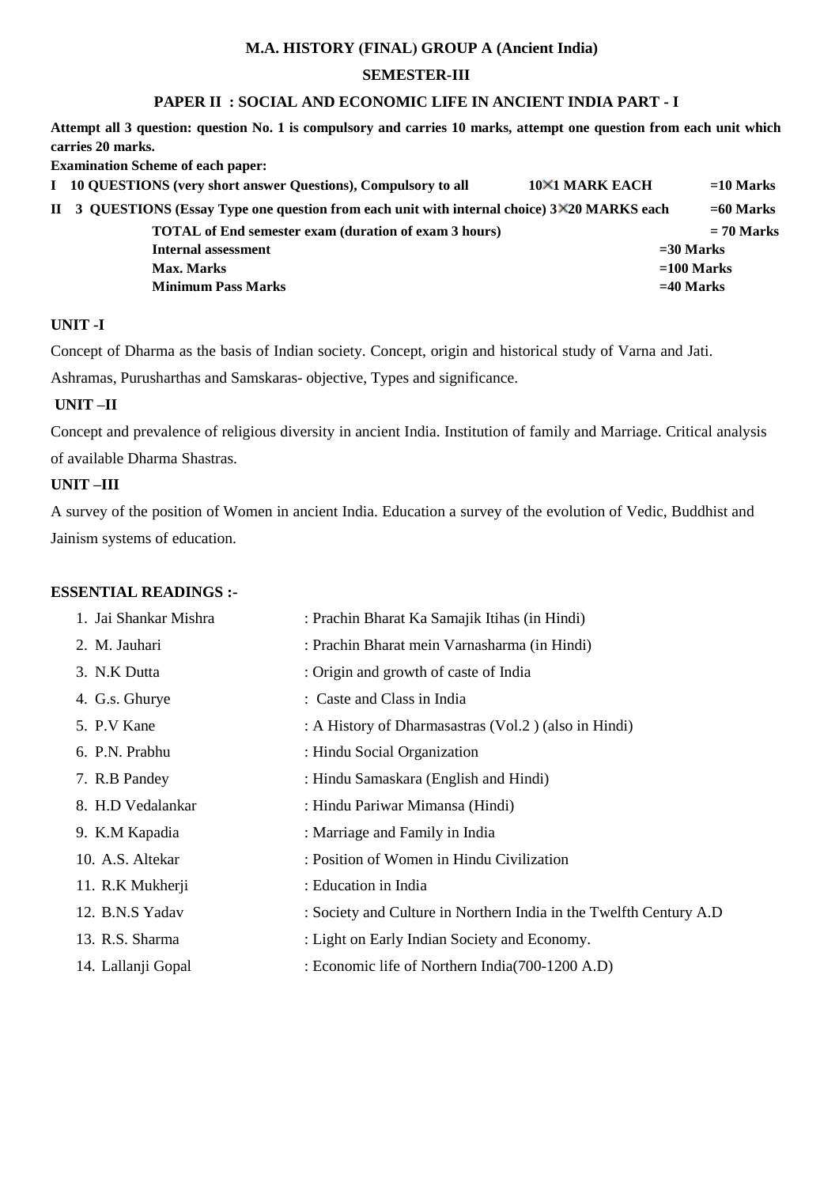**M.A. HISTORY (FINAL) GROUP A (Ancient India)**

**SEMESTER-III**

**PAPER II : SOCIAL AND ECONOMIC LIFE IN ANCIENT INDIA PART - I**

**Attempt all 3 question: question No. 1 is compulsory and carries 10 marks, attempt one question from each unit which carries 20 marks.**

**Examination Scheme of each paper:**

| | | |
|---|---|---|
| **I 10 QUESTIONS (very short answer Questions), Compulsory to all** | **10×1 MARK EACH** | **=10 Marks** |
| **II 3 QUESTIONS (Essay Type one question from each unit with internal choice)** | **3×20 MARKS each** | **=60 Marks** |
| **TOTAL of End semester exam (duration of exam 3 hours)** | | **= 70 Marks** |
| **Internal assessment** | | **=30 Marks** |
| **Max. Marks** | | **=100 Marks** |
| **Minimum Pass Marks** | | **=40 Marks** |

**UNIT -I**

Concept of Dharma as the basis of Indian society. Concept, origin and historical study of Varna and Jati. Ashramas, Purusharthas and Samskaras- objective, Types and significance.

**UNIT –II**

Concept and prevalence of religious diversity in ancient India. Institution of family and Marriage. Critical analysis of available Dharma Shastras.

**UNIT –III**

A survey of the position of Women in ancient India. Education a survey of the evolution of Vedic, Buddhist and Jainism systems of education.

**ESSENTIAL READINGS :-**

1. Jai Shankar Mishra : Prachin Bharat Ka Samajik Itihas (in Hindi)
2. M. Jauhari : Prachin Bharat mein Varnasharma (in Hindi)
3. N.K Dutta : Origin and growth of caste of India
4. G.s. Ghurye : Caste and Class in India
5. P.V Kane : A History of Dharmasastras (Vol.2 ) (also in Hindi)
6. P.N. Prabhu : Hindu Social Organization
7. R.B Pandey : Hindu Samaskara (English and Hindi)
8. H.D Vedalankar : Hindu Pariwar Mimansa (Hindi)
9. K.M Kapadia : Marriage and Family in India
10. A.S. Altekar : Position of Women in Hindu Civilization
11. R.K Mukherji : Education in India
12. B.N.S Yadav : Society and Culture in Northern India in the Twelfth Century A.D
13. R.S. Sharma : Light on Early Indian Society and Economy.
14. Lallanji Gopal : Economic life of Northern India(700-1200 A.D)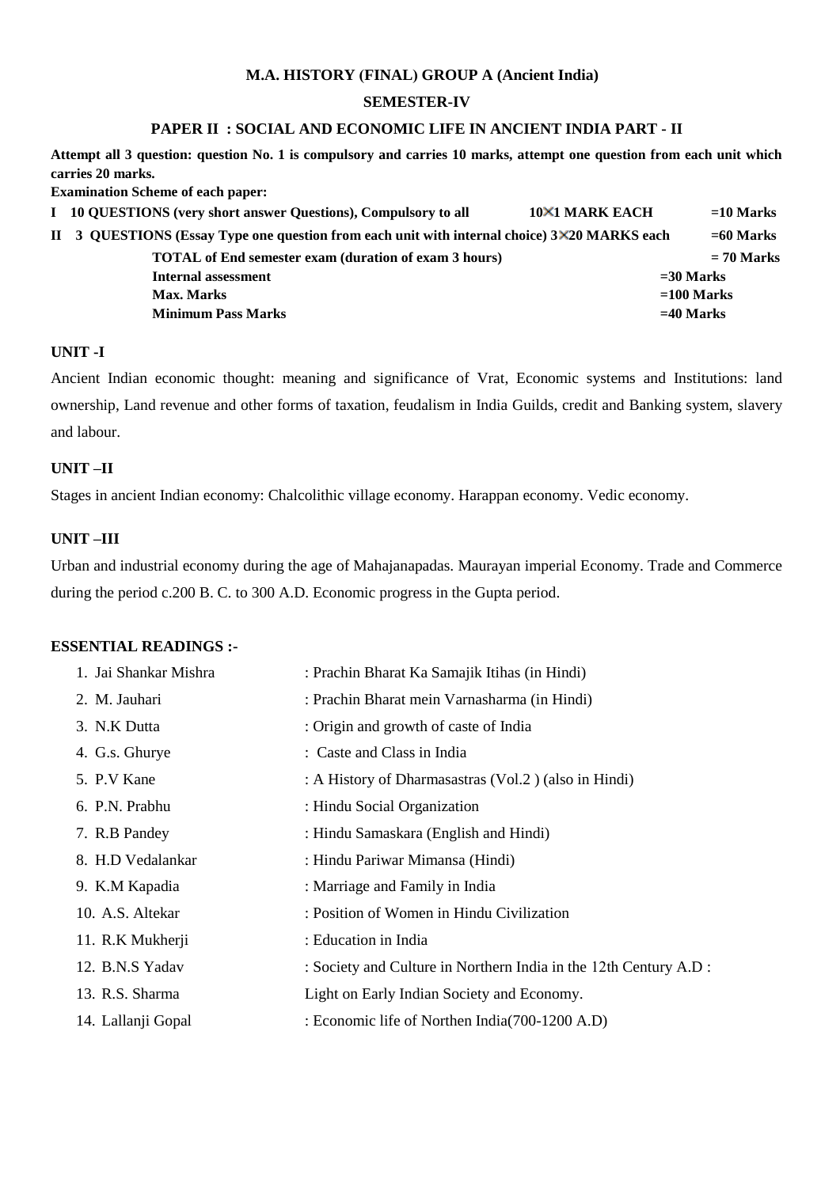**M.A. HISTORY (FINAL) GROUP A (Ancient India)**

**SEMESTER-IV**

**PAPER II : SOCIAL AND ECONOMIC LIFE IN ANCIENT INDIA PART - II**

**Attempt all 3 question: question No. 1 is compulsory and carries 10 marks, attempt one question from each unit which carries 20 marks.**

**Examination Scheme of each paper:**

| | | | |
|---|---|---|---|
| **I** | **10 QUESTIONS (very short answer Questions), Compulsory to all** | **10×1 MARK EACH** | **=10 Marks** |
| **II** | **3 QUESTIONS (Essay Type one question from each unit with internal choice) 3×20 MARKS each** | | **=60 Marks** |
| | **TOTAL of End semester exam (duration of exam 3 hours)** | | **= 70 Marks** |
| | **Internal assessment** | | **=30 Marks** |
| | **Max. Marks** | | **=100 Marks** |
| | **Minimum Pass Marks** | | **=40 Marks** |

**UNIT -I**

Ancient Indian economic thought: meaning and significance of Vrat, Economic systems and Institutions: land ownership, Land revenue and other forms of taxation, feudalism in India Guilds, credit and Banking system, slavery and labour.

**UNIT –II**

Stages in ancient Indian economy: Chalcolithic village economy. Harappan economy. Vedic economy.

**UNIT –III**

Urban and industrial economy during the age of Mahajanapadas. Maurayan imperial Economy. Trade and Commerce during the period c.200 B. C. to 300 A.D. Economic progress in the Gupta period.

**ESSENTIAL READINGS :-**

1. Jai Shankar Mishra : Prachin Bharat Ka Samajik Itihas (in Hindi)
2. M. Jauhari : Prachin Bharat mein Varnasharma (in Hindi)
3. N.K Dutta : Origin and growth of caste of India
4. G.s. Ghurye : Caste and Class in India
5. P.V Kane : A History of Dharmasastras (Vol.2 ) (also in Hindi)
6. P.N. Prabhu : Hindu Social Organization
7. R.B Pandey : Hindu Samaskara (English and Hindi)
8. H.D Vedalankar : Hindu Pariwar Mimansa (Hindi)
9. K.M Kapadia : Marriage and Family in India
10. A.S. Altekar : Position of Women in Hindu Civilization
11. R.K Mukherji : Education in India
12. B.N.S Yadav : Society and Culture in Northern India in the 12th Century A.D :
13. R.S. Sharma Light on Early Indian Society and Economy.
14. Lallanji Gopal : Economic life of Northen India(700-1200 A.D)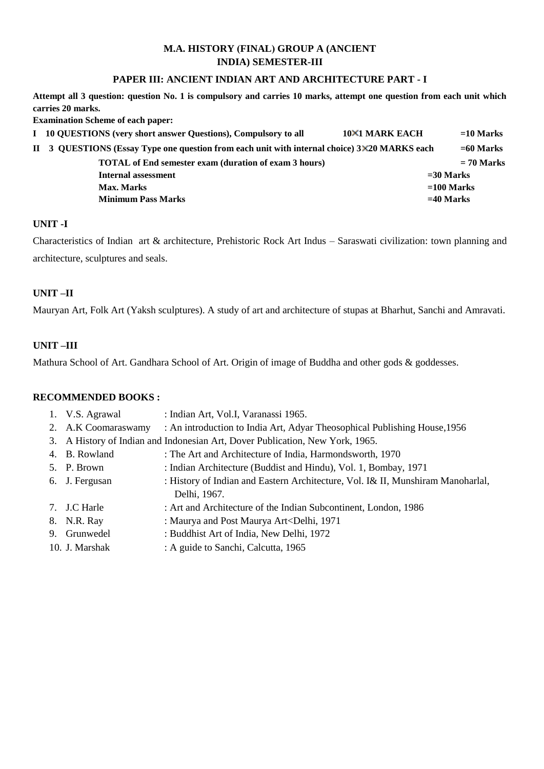# M.A. HISTORY (FINAL) GROUP A (ANCIENT INDIA) SEMESTER-III

## PAPER III: ANCIENT INDIAN ART AND ARCHITECTURE PART - I

**Attempt all 3 question: question No. 1 is compulsory and carries 10 marks, attempt one question from each unit which carries 20 marks.**

**Examination Scheme of each paper:**

| | | | |
|---|---|---|---|
| **I** | **10 QUESTIONS (very short answer Questions), Compulsory to all** | **10×1 MARK EACH** | **=10 Marks** |
| **II** | **3 QUESTIONS (Essay Type one question from each unit with internal choice) 3×20 MARKS each** | | **=60 Marks** |
| | **TOTAL of End semester exam (duration of exam 3 hours)** | | **= 70 Marks** |
| | **Internal assessment** | | **=30 Marks** |
| | **Max. Marks** | | **=100 Marks** |
| | **Minimum Pass Marks** | | **=40 Marks** |

### UNIT -I

Characteristics of Indian art & architecture, Prehistoric Rock Art Indus – Saraswati civilization: town planning and architecture, sculptures and seals.

### UNIT –II

Mauryan Art, Folk Art (Yaksh sculptures). A study of art and architecture of stupas at Bharhut, Sanchi and Amravati.

### UNIT –III

Mathura School of Art. Gandhara School of Art. Origin of image of Buddha and other gods & goddesses.

### RECOMMENDED BOOKS :

1. V.S. Agrawal : Indian Art, Vol.I, Varanassi 1965.
2. A.K Coomaraswamy : An introduction to India Art, Adyar Theosophical Publishing House,1956
3. A History of Indian and Indonesian Art, Dover Publication, New York, 1965.
4. B. Rowland : The Art and Architecture of India, Harmondsworth, 1970
5. P. Brown : Indian Architecture (Buddist and Hindu), Vol. 1, Bombay, 1971
6. J. Fergusan : History of Indian and Eastern Architecture, Vol. I& II, Munshiram Manoharlal, Delhi, 1967.
7. J.C Harle : Art and Architecture of the Indian Subcontinent, London, 1986
8. N.R. Ray : Maurya and Post Maurya Art<Delhi, 1971
9. Grunwedel : Buddhist Art of India, New Delhi, 1972
10. J. Marshak : A guide to Sanchi, Calcutta, 1965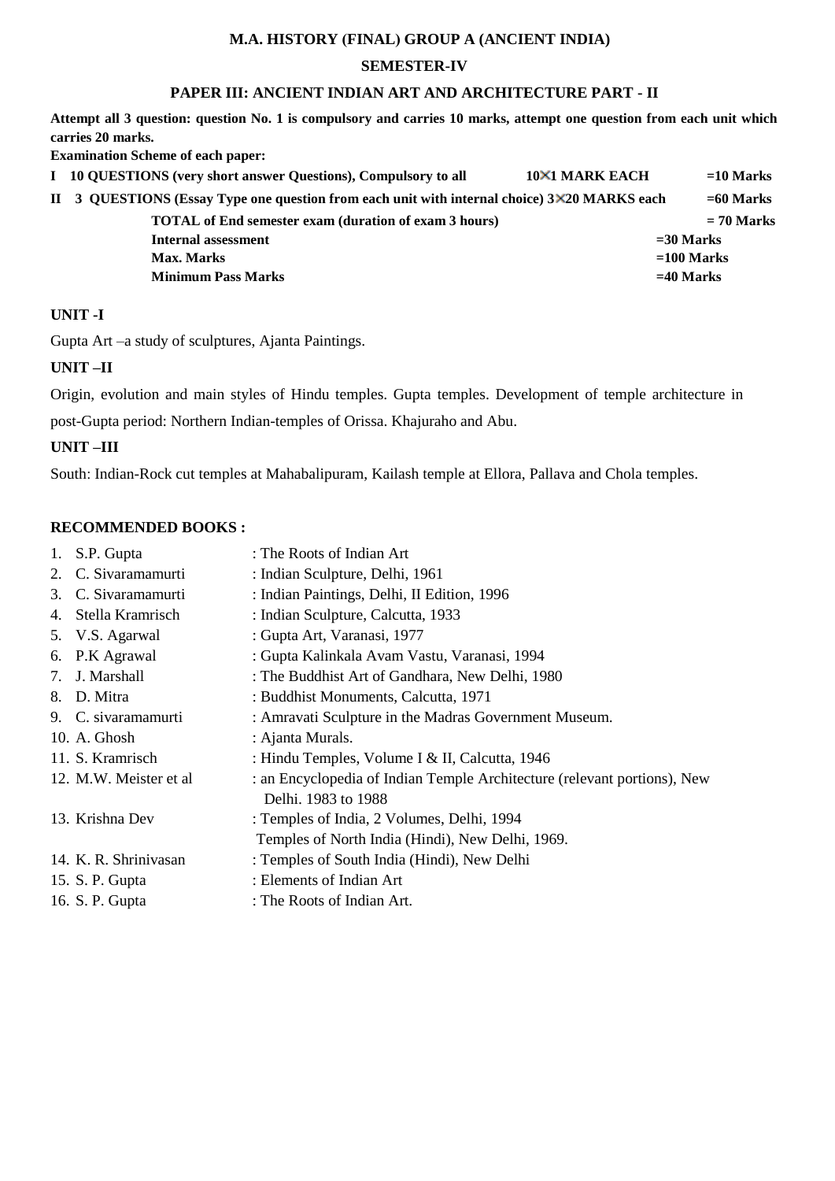**M.A. HISTORY (FINAL) GROUP A (ANCIENT INDIA)**

**SEMESTER-IV**

**PAPER III: ANCIENT INDIAN ART AND ARCHITECTURE PART - II**

**Attempt all 3 question: question No. 1 is compulsory and carries 10 marks, attempt one question from each unit which carries 20 marks.**

**Examination Scheme of each paper:**

| | | | |
|---|---|---|---|
| **I** | **10 QUESTIONS (very short answer Questions), Compulsory to all** | **10×1 MARK EACH** | **=10 Marks** |
| **II** | **3 QUESTIONS (Essay Type one question from each unit with internal choice) 3×20 MARKS each** | | **=60 Marks** |
| | **TOTAL of End semester exam (duration of exam 3 hours)** | | **= 70 Marks** |
| | **Internal assessment** | **=30 Marks** | |
| | **Max. Marks** | **=100 Marks** | |
| | **Minimum Pass Marks** | **=40 Marks** | |

**UNIT -I**

Gupta Art –a study of sculptures, Ajanta Paintings.

**UNIT –II**

Origin, evolution and main styles of Hindu temples. Gupta temples. Development of temple architecture in post-Gupta period: Northern Indian-temples of Orissa. Khajuraho and Abu.

**UNIT –III**

South: Indian-Rock cut temples at Mahabalipuram, Kailash temple at Ellora, Pallava and Chola temples.

**RECOMMENDED BOOKS :**

1. S.P. Gupta : The Roots of Indian Art
2. C. Sivaramamurti : Indian Sculpture, Delhi, 1961
3. C. Sivaramamurti : Indian Paintings, Delhi, II Edition, 1996
4. Stella Kramrisch : Indian Sculpture, Calcutta, 1933
5. V.S. Agarwal : Gupta Art, Varanasi, 1977
6. P.K Agrawal : Gupta Kalinkala Avam Vastu, Varanasi, 1994
7. J. Marshall : The Buddhist Art of Gandhara, New Delhi, 1980
8. D. Mitra : Buddhist Monuments, Calcutta, 1971
9. C. sivaramamurti : Amravati Sculpture in the Madras Government Museum.
10. A. Ghosh : Ajanta Murals.
11. S. Kramrisch : Hindu Temples, Volume I & II, Calcutta, 1946
12. M.W. Meister et al : an Encyclopedia of Indian Temple Architecture (relevant portions), New Delhi. 1983 to 1988
13. Krishna Dev : Temples of India, 2 Volumes, Delhi, 1994
    Temples of North India (Hindi), New Delhi, 1969.
14. K. R. Shrinivasan : Temples of South India (Hindi), New Delhi
15. S. P. Gupta : Elements of Indian Art
16. S. P. Gupta : The Roots of Indian Art.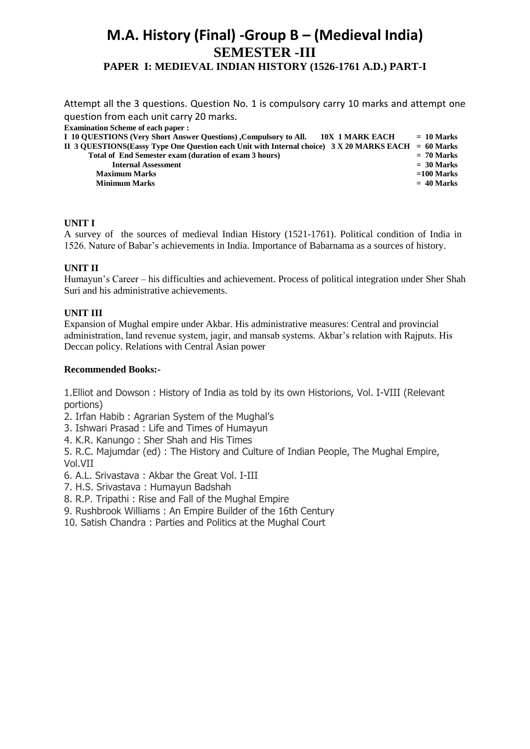# M.A. History (Final) -Group B – (Medieval India)

## SEMESTER -III

### PAPER I: MEDIEVAL INDIAN HISTORY (1526-1761 A.D.) PART-I

Attempt all the 3 questions. Question No. 1 is compulsory carry 10 marks and attempt one question from each unit carry 20 marks.

**Examination Scheme of each paper :**

| | |
|---|---|
| **I 10 QUESTIONS (Very Short Answer Questions) ,Compulsory to All. 10X 1 MARK EACH** | **= 10 Marks** |
| **II 3 QUESTIONS(Eassy Type One Question each Unit with Internal choice) 3 X 20 MARKS EACH** | **= 60 Marks** |
| **Total of End Semester exam (duration of exam 3 hours)** | **= 70 Marks** |
| **Internal Assessment** | **= 30 Marks** |
| **Maximum Marks** | **=100 Marks** |
| **Minimum Marks** | **= 40 Marks** |

**UNIT I**

A survey of the sources of medieval Indian History (1521-1761). Political condition of India in 1526. Nature of Babar's achievements in India. Importance of Babarnama as a sources of history.

**UNIT II**

Humayun's Career – his difficulties and achievement. Process of political integration under Sher Shah Suri and his administrative achievements.

**UNIT III**

Expansion of Mughal empire under Akbar. His administrative measures: Central and provincial administration, land revenue system, jagir, and mansab systems. Akbar's relation with Rajputs. His Deccan policy. Relations with Central Asian power

**Recommended Books:-**

1. Elliot and Dowson : History of India as told by its own Historions, Vol. I-VIII (Relevant portions)
2. Irfan Habib : Agrarian System of the Mughal's
3. Ishwari Prasad : Life and Times of Humayun
4. K.R. Kanungo : Sher Shah and His Times
5. R.C. Majumdar (ed) : The History and Culture of Indian People, The Mughal Empire, Vol.VII
6. A.L. Srivastava : Akbar the Great Vol. I-III
7. H.S. Srivastava : Humayun Badshah
8. R.P. Tripathi : Rise and Fall of the Mughal Empire
9. Rushbrook Williams : An Empire Builder of the 16th Century
10. Satish Chandra : Parties and Politics at the Mughal Court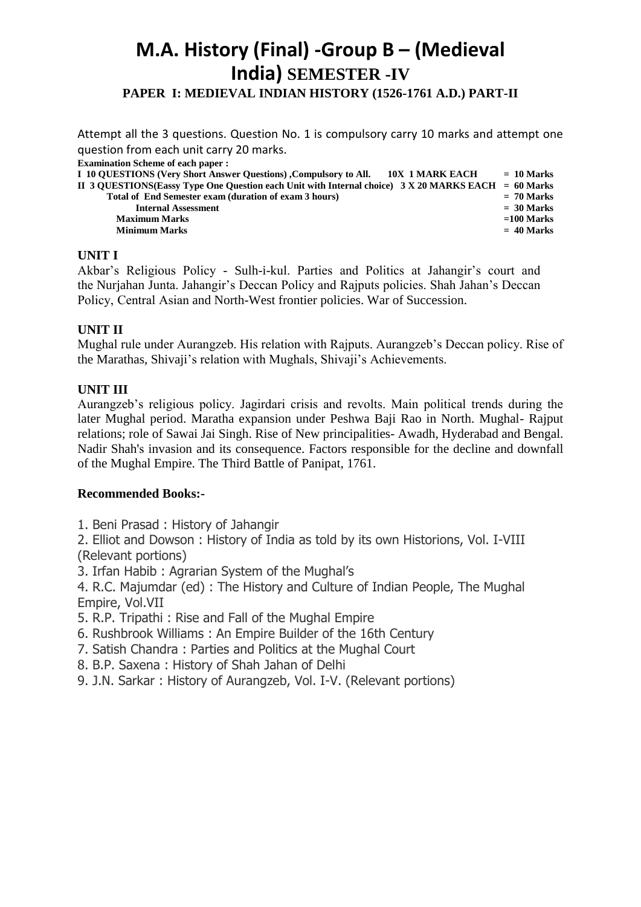# M.A. History (Final) -Group B – (Medieval India) SEMESTER -IV

### PAPER I: MEDIEVAL INDIAN HISTORY (1526-1761 A.D.) PART-II

Attempt all the 3 questions. Question No. 1 is compulsory carry 10 marks and attempt one question from each unit carry 20 marks.

**Examination Scheme of each paper :**

| | | |
|---|---|---|
| **I 10 QUESTIONS (Very Short Answer Questions) ,Compulsory to All.** | **10X 1 MARK EACH** | **= 10 Marks** |
| **II 3 QUESTIONS(Eassy Type One Question each Unit with Internal choice)** | **3 X 20 MARKS EACH** | **= 60 Marks** |
| **Total of End Semester exam (duration of exam 3 hours)** | | **= 70 Marks** |
| **Internal Assessment** | | **= 30 Marks** |
| **Maximum Marks** | | **=100 Marks** |
| **Minimum Marks** | | **= 40 Marks** |

**UNIT I**

Akbar's Religious Policy - Sulh-i-kul. Parties and Politics at Jahangir's court and the Nurjahan Junta. Jahangir's Deccan Policy and Rajputs policies. Shah Jahan's Deccan Policy, Central Asian and North-West frontier policies. War of Succession.

**UNIT II**

Mughal rule under Aurangzeb. His relation with Rajputs. Aurangzeb's Deccan policy. Rise of the Marathas, Shivaji's relation with Mughals, Shivaji's Achievements.

**UNIT III**

Aurangzeb's religious policy. Jagirdari crisis and revolts. Main political trends during the later Mughal period. Maratha expansion under Peshwa Baji Rao in North. Mughal- Rajput relations; role of Sawai Jai Singh. Rise of New principalities- Awadh, Hyderabad and Bengal. Nadir Shah's invasion and its consequence. Factors responsible for the decline and downfall of the Mughal Empire. The Third Battle of Panipat, 1761.

**Recommended Books:-**

1. Beni Prasad : History of Jahangir
2. Elliot and Dowson : History of India as told by its own Historions, Vol. I-VIII (Relevant portions)
3. Irfan Habib : Agrarian System of the Mughal's
4. R.C. Majumdar (ed) : The History and Culture of Indian People, The Mughal Empire, Vol.VII
5. R.P. Tripathi : Rise and Fall of the Mughal Empire
6. Rushbrook Williams : An Empire Builder of the 16th Century
7. Satish Chandra : Parties and Politics at the Mughal Court
8. B.P. Saxena : History of Shah Jahan of Delhi
9. J.N. Sarkar : History of Aurangzeb, Vol. I-V. (Relevant portions)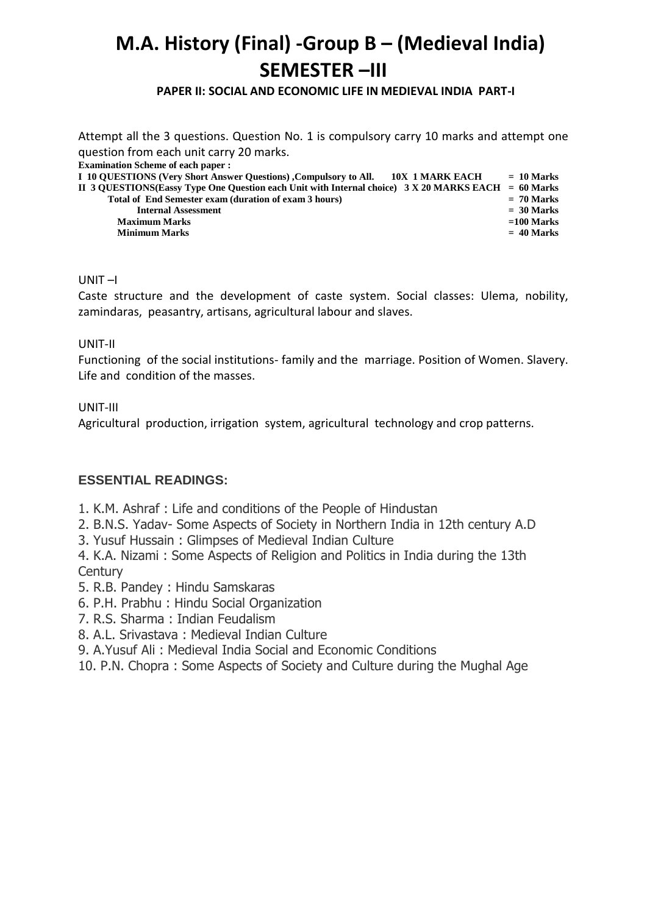# M.A. History (Final) -Group B – (Medieval India)
# SEMESTER –III

### PAPER II: SOCIAL AND ECONOMIC LIFE IN MEDIEVAL INDIA PART-I

Attempt all the 3 questions. Question No. 1 is compulsory carry 10 marks and attempt one question from each unit carry 20 marks.

**Examination Scheme of each paper :**

| | |
|---|---|
| **I 10 QUESTIONS (Very Short Answer Questions) ,Compulsory to All. 10X 1 MARK EACH** | **= 10 Marks** |
| **II 3 QUESTIONS(Eassy Type One Question each Unit with Internal choice) 3 X 20 MARKS EACH** | **= 60 Marks** |
| **Total of End Semester exam (duration of exam 3 hours)** | **= 70 Marks** |
| **Internal Assessment** | **= 30 Marks** |
| **Maximum Marks** | **=100 Marks** |
| **Minimum Marks** | **= 40 Marks** |

UNIT –I

Caste structure and the development of caste system. Social classes: Ulema, nobility, zamindaras, peasantry, artisans, agricultural labour and slaves.

UNIT-II

Functioning of the social institutions- family and the marriage. Position of Women. Slavery. Life and condition of the masses.

UNIT-III

Agricultural production, irrigation system, agricultural technology and crop patterns.

## ESSENTIAL READINGS:

1. K.M. Ashraf : Life and conditions of the People of Hindustan
2. B.N.S. Yadav- Some Aspects of Society in Northern India in 12th century A.D
3. Yusuf Hussain : Glimpses of Medieval Indian Culture
4. K.A. Nizami : Some Aspects of Religion and Politics in India during the 13th Century
5. R.B. Pandey : Hindu Samskaras
6. P.H. Prabhu : Hindu Social Organization
7. R.S. Sharma : Indian Feudalism
8. A.L. Srivastava : Medieval Indian Culture
9. A.Yusuf Ali : Medieval India Social and Economic Conditions
10. P.N. Chopra : Some Aspects of Society and Culture during the Mughal Age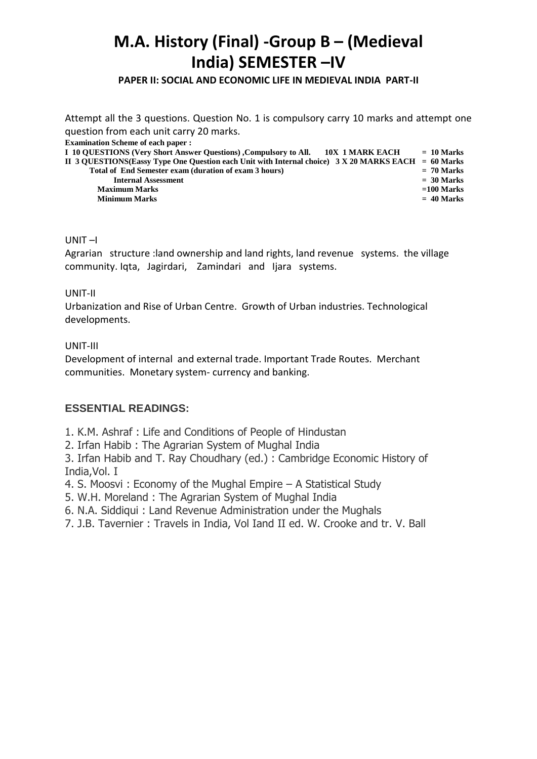# M.A. History (Final) -Group B – (Medieval India) SEMESTER –IV

**PAPER II: SOCIAL AND ECONOMIC LIFE IN MEDIEVAL INDIA PART-II**

Attempt all the 3 questions. Question No. 1 is compulsory carry 10 marks and attempt one question from each unit carry 20 marks.

**Examination Scheme of each paper :**

| | | |
|---|---|---|
| **I 10 QUESTIONS (Very Short Answer Questions) ,Compulsory to All.** | **10X 1 MARK EACH** | **= 10 Marks** |
| **II 3 QUESTIONS(Eassy Type One Question each Unit with Internal choice)** | **3 X 20 MARKS EACH** | **= 60 Marks** |
| **Total of End Semester exam (duration of exam 3 hours)** | | **= 70 Marks** |
| **Internal Assessment** | | **= 30 Marks** |
| **Maximum Marks** | | **=100 Marks** |
| **Minimum Marks** | | **= 40 Marks** |

UNIT –I

Agrarian structure :land ownership and land rights, land revenue systems. the village community. Iqta, Jagirdari, Zamindari and Ijara systems.

UNIT-II

Urbanization and Rise of Urban Centre. Growth of Urban industries. Technological developments.

UNIT-III

Development of internal and external trade. Important Trade Routes. Merchant communities. Monetary system- currency and banking.

### ESSENTIAL READINGS:

1. K.M. Ashraf : Life and Conditions of People of Hindustan
2. Irfan Habib : The Agrarian System of Mughal India
3. Irfan Habib and T. Ray Choudhary (ed.) : Cambridge Economic History of India,Vol. I
4. S. Moosvi : Economy of the Mughal Empire – A Statistical Study
5. W.H. Moreland : The Agrarian System of Mughal India
6. N.A. Siddiqui : Land Revenue Administration under the Mughals
7. J.B. Tavernier : Travels in India, Vol Iand II ed. W. Crooke and tr. V. Ball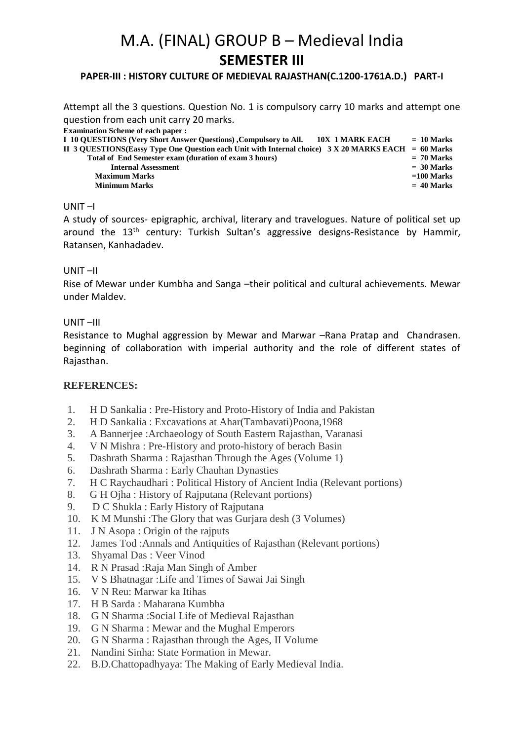# M.A. (FINAL) GROUP B – Medieval India

## SEMESTER III

**PAPER-III : HISTORY CULTURE OF MEDIEVAL RAJASTHAN(C.1200-1761A.D.) PART-I**

Attempt all the 3 questions. Question No. 1 is compulsory carry 10 marks and attempt one question from each unit carry 20 marks.

**Examination Scheme of each paper :**

| | | |
|---|---|---|
| **I 10 QUESTIONS (Very Short Answer Questions) ,Compulsory to All.** | **10X 1 MARK EACH** | **= 10 Marks** |
| **II 3 QUESTIONS(Eassy Type One Question each Unit with Internal choice)** | **3 X 20 MARKS EACH** | **= 60 Marks** |
| **Total of End Semester exam (duration of exam 3 hours)** | | **= 70 Marks** |
| **Internal Assessment** | | **= 30 Marks** |
| **Maximum Marks** | | **=100 Marks** |
| **Minimum Marks** | | **= 40 Marks** |

UNIT –I

A study of sources- epigraphic, archival, literary and travelogues. Nature of political set up around the 13th century: Turkish Sultan's aggressive designs-Resistance by Hammir, Ratansen, Kanhadadev.

UNIT –II

Rise of Mewar under Kumbha and Sanga –their political and cultural achievements. Mewar under Maldev.

UNIT –III

Resistance to Mughal aggression by Mewar and Marwar –Rana Pratap and Chandrasen. beginning of collaboration with imperial authority and the role of different states of Rajasthan.

**REFERENCES:**

1. H D Sankalia : Pre-History and Proto-History of India and Pakistan
2. H D Sankalia : Excavations at Ahar(Tambavati)Poona,1968
3. A Bannerjee :Archaeology of South Eastern Rajasthan, Varanasi
4. V N Mishra : Pre-History and proto-history of berach Basin
5. Dashrath Sharma : Rajasthan Through the Ages (Volume 1)
6. Dashrath Sharma : Early Chauhan Dynasties
7. H C Raychaudhari : Political History of Ancient India (Relevant portions)
8. G H Ojha : History of Rajputana (Relevant portions)
9. D C Shukla : Early History of Rajputana
10. K M Munshi :The Glory that was Gurjara desh (3 Volumes)
11. J N Asopa : Origin of the rajputs
12. James Tod :Annals and Antiquities of Rajasthan (Relevant portions)
13. Shyamal Das : Veer Vinod
14. R N Prasad :Raja Man Singh of Amber
15. V S Bhatnagar :Life and Times of Sawai Jai Singh
16. V N Reu: Marwar ka Itihas
17. H B Sarda : Maharana Kumbha
18. G N Sharma :Social Life of Medieval Rajasthan
19. G N Sharma : Mewar and the Mughal Emperors
20. G N Sharma : Rajasthan through the Ages, II Volume
21. Nandini Sinha: State Formation in Mewar.
22. B.D.Chattopadhyaya: The Making of Early Medieval India.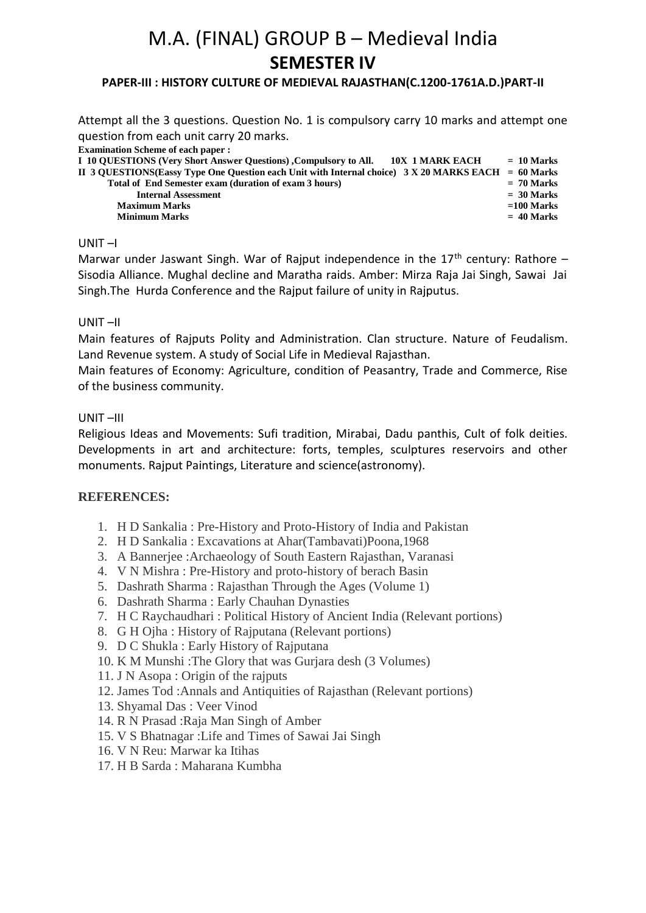# M.A. (FINAL) GROUP B – Medieval India

## SEMESTER IV

### PAPER-III : HISTORY CULTURE OF MEDIEVAL RAJASTHAN(C.1200-1761A.D.)PART-II

Attempt all the 3 questions. Question No. 1 is compulsory carry 10 marks and attempt one question from each unit carry 20 marks.

**Examination Scheme of each paper :**

| | |
|---|---|
| **I 10 QUESTIONS (Very Short Answer Questions) ,Compulsory to All. 10X 1 MARK EACH** | **= 10 Marks** |
| **II 3 QUESTIONS(Eassy Type One Question each Unit with Internal choice) 3 X 20 MARKS EACH** | **= 60 Marks** |
| **Total of End Semester exam (duration of exam 3 hours)** | **= 70 Marks** |
| **Internal Assessment** | **= 30 Marks** |
| **Maximum Marks** | **=100 Marks** |
| **Minimum Marks** | **= 40 Marks** |

UNIT –I

Marwar under Jaswant Singh. War of Rajput independence in the 17th century: Rathore – Sisodia Alliance. Mughal decline and Maratha raids. Amber: Mirza Raja Jai Singh, Sawai Jai Singh.The Hurda Conference and the Rajput failure of unity in Rajputus.

UNIT –II

Main features of Rajputs Polity and Administration. Clan structure. Nature of Feudalism. Land Revenue system. A study of Social Life in Medieval Rajasthan.

Main features of Economy: Agriculture, condition of Peasantry, Trade and Commerce, Rise of the business community.

UNIT –III

Religious Ideas and Movements: Sufi tradition, Mirabai, Dadu panthis, Cult of folk deities. Developments in art and architecture: forts, temples, sculptures reservoirs and other monuments. Rajput Paintings, Literature and science(astronomy).

**REFERENCES:**

1. H D Sankalia : Pre-History and Proto-History of India and Pakistan
2. H D Sankalia : Excavations at Ahar(Tambavati)Poona,1968
3. A Bannerjee :Archaeology of South Eastern Rajasthan, Varanasi
4. V N Mishra : Pre-History and proto-history of berach Basin
5. Dashrath Sharma : Rajasthan Through the Ages (Volume 1)
6. Dashrath Sharma : Early Chauhan Dynasties
7. H C Raychaudhari : Political History of Ancient India (Relevant portions)
8. G H Ojha : History of Rajputana (Relevant portions)
9. D C Shukla : Early History of Rajputana
10. K M Munshi :The Glory that was Gurjara desh (3 Volumes)
11. J N Asopa : Origin of the rajputs
12. James Tod :Annals and Antiquities of Rajasthan (Relevant portions)
13. Shyamal Das : Veer Vinod
14. R N Prasad :Raja Man Singh of Amber
15. V S Bhatnagar :Life and Times of Sawai Jai Singh
16. V N Reu: Marwar ka Itihas
17. H B Sarda : Maharana Kumbha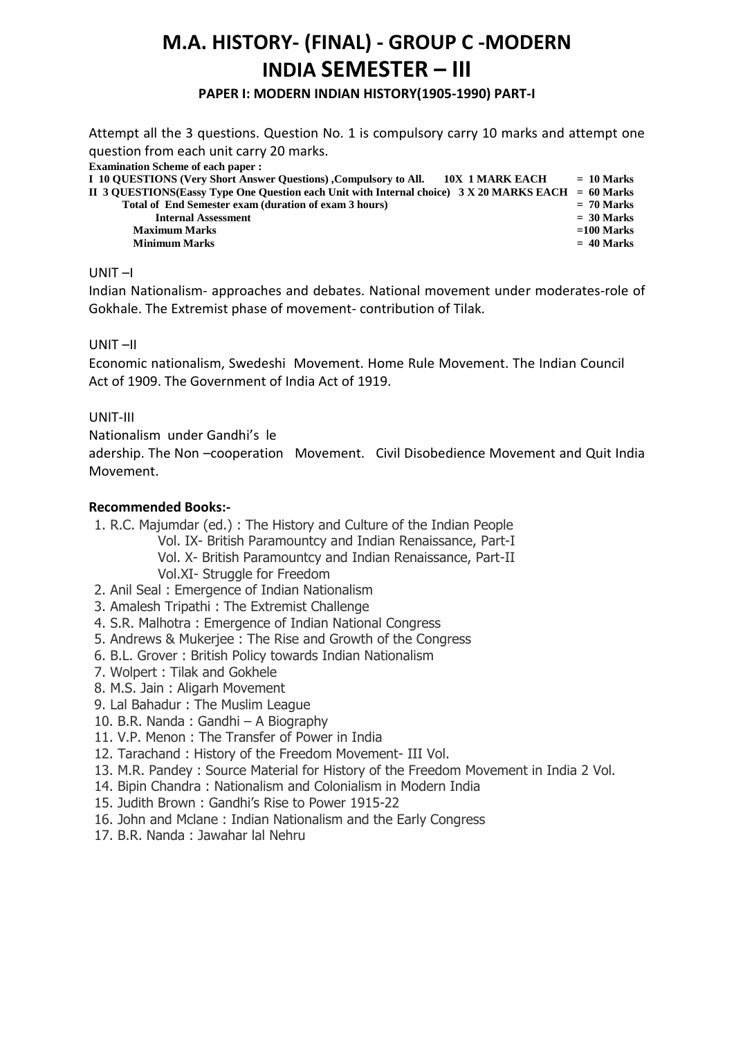# M.A. HISTORY- (FINAL) - GROUP C -MODERN INDIA SEMESTER – III

### PAPER I: MODERN INDIAN HISTORY(1905-1990) PART-I

Attempt all the 3 questions. Question No. 1 is compulsory carry 10 marks and attempt one question from each unit carry 20 marks.

**Examination Scheme of each paper :**

| | | |
|---|---|---|
| **I 10 QUESTIONS (Very Short Answer Questions) ,Compulsory to All.** | **10X 1 MARK EACH** | **= 10 Marks** |
| **II 3 QUESTIONS(Eassy Type One Question each Unit with Internal choice)** | **3 X 20 MARKS EACH** | **= 60 Marks** |
| **Total of End Semester exam (duration of exam 3 hours)** | | **= 70 Marks** |
| **Internal Assessment** | | **= 30 Marks** |
| **Maximum Marks** | | **=100 Marks** |
| **Minimum Marks** | | **= 40 Marks** |

UNIT –I

Indian Nationalism- approaches and debates. National movement under moderates-role of Gokhale. The Extremist phase of movement- contribution of Tilak.

UNIT –II

Economic nationalism, Swedeshi Movement. Home Rule Movement. The Indian Council Act of 1909. The Government of India Act of 1919.

UNIT-III

Nationalism under Gandhi's le
adership. The Non –cooperation Movement. Civil Disobedience Movement and Quit India Movement.

**Recommended Books:-**

1. R.C. Majumdar (ed.) : The History and Culture of the Indian People
   Vol. IX- British Paramountcy and Indian Renaissance, Part-I
   Vol. X- British Paramountcy and Indian Renaissance, Part-II
   Vol.XI- Struggle for Freedom
2. Anil Seal : Emergence of Indian Nationalism
3. Amalesh Tripathi : The Extremist Challenge
4. S.R. Malhotra : Emergence of Indian National Congress
5. Andrews & Mukerjee : The Rise and Growth of the Congress
6. B.L. Grover : British Policy towards Indian Nationalism
7. Wolpert : Tilak and Gokhele
8. M.S. Jain : Aligarh Movement
9. Lal Bahadur : The Muslim League
10. B.R. Nanda : Gandhi – A Biography
11. V.P. Menon : The Transfer of Power in India
12. Tarachand : History of the Freedom Movement- III Vol.
13. M.R. Pandey : Source Material for History of the Freedom Movement in India 2 Vol.
14. Bipin Chandra : Nationalism and Colonialism in Modern India
15. Judith Brown : Gandhi's Rise to Power 1915-22
16. John and Mclane : Indian Nationalism and the Early Congress
17. B.R. Nanda : Jawahar lal Nehru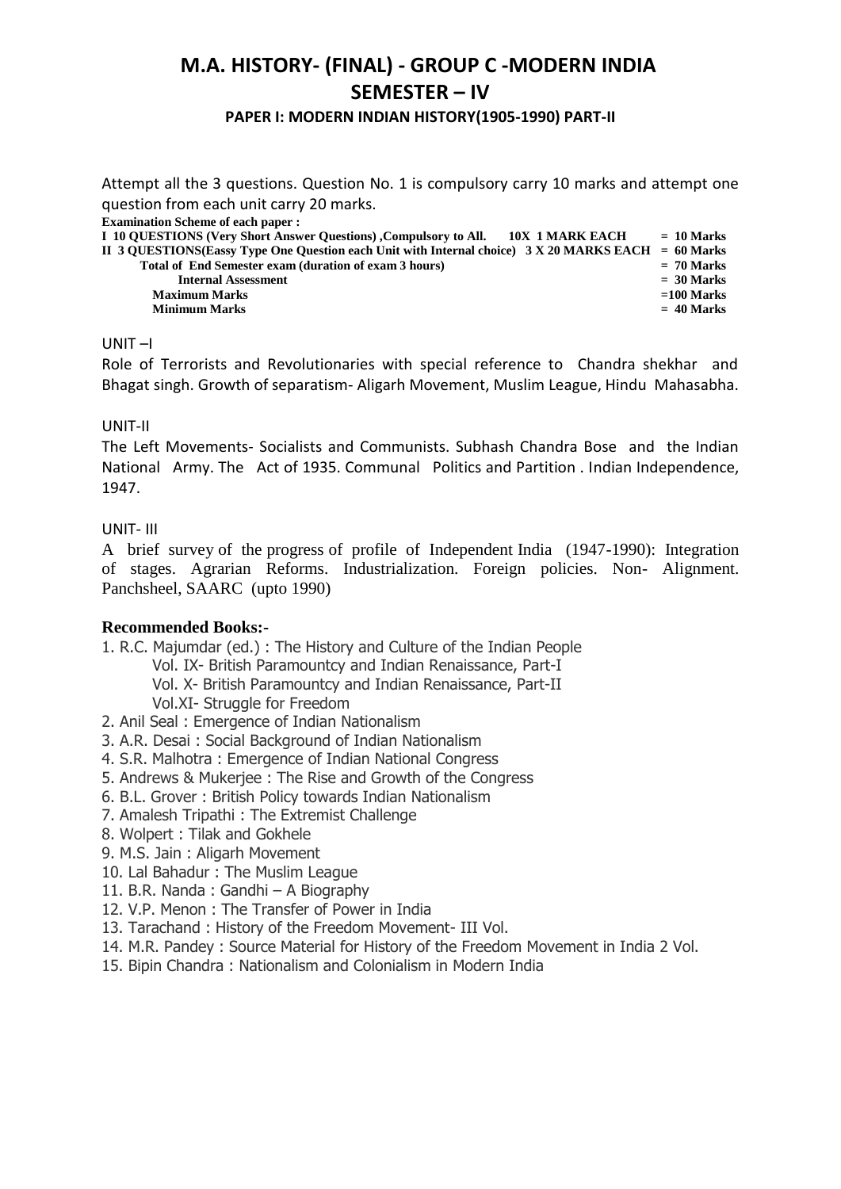# M.A. HISTORY- (FINAL) - GROUP C -MODERN INDIA

## SEMESTER – IV

### PAPER I: MODERN INDIAN HISTORY(1905-1990) PART-II

Attempt all the 3 questions. Question No. 1 is compulsory carry 10 marks and attempt one question from each unit carry 20 marks.

**Examination Scheme of each paper :**

| | | |
|---|---|---|
| **I 10 QUESTIONS (Very Short Answer Questions) ,Compulsory to All.** | **10X 1 MARK EACH** | **= 10 Marks** |
| **II 3 QUESTIONS(Eassy Type One Question each Unit with Internal choice)** | **3 X 20 MARKS EACH** | **= 60 Marks** |
| **Total of End Semester exam (duration of exam 3 hours)** | | **= 70 Marks** |
| **Internal Assessment** | | **= 30 Marks** |
| **Maximum Marks** | | **=100 Marks** |
| **Minimum Marks** | | **= 40 Marks** |

UNIT –I

Role of Terrorists and Revolutionaries with special reference to Chandra shekhar and Bhagat singh. Growth of separatism- Aligarh Movement, Muslim League, Hindu Mahasabha.

UNIT-II

The Left Movements- Socialists and Communists. Subhash Chandra Bose and the Indian National Army. The Act of 1935. Communal Politics and Partition . Indian Independence, 1947.

UNIT- III

A brief survey of the progress of profile of Independent India (1947-1990): Integration of stages. Agrarian Reforms. Industrialization. Foreign policies. Non- Alignment. Panchsheel, SAARC (upto 1990)

**Recommended Books:-**

1. R.C. Majumdar (ed.) : The History and Culture of the Indian People
   Vol. IX- British Paramountcy and Indian Renaissance, Part-I
   Vol. X- British Paramountcy and Indian Renaissance, Part-II
   Vol.XI- Struggle for Freedom
2. Anil Seal : Emergence of Indian Nationalism
3. A.R. Desai : Social Background of Indian Nationalism
4. S.R. Malhotra : Emergence of Indian National Congress
5. Andrews & Mukerjee : The Rise and Growth of the Congress
6. B.L. Grover : British Policy towards Indian Nationalism
7. Amalesh Tripathi : The Extremist Challenge
8. Wolpert : Tilak and Gokhele
9. M.S. Jain : Aligarh Movement
10. Lal Bahadur : The Muslim League
11. B.R. Nanda : Gandhi – A Biography
12. V.P. Menon : The Transfer of Power in India
13. Tarachand : History of the Freedom Movement- III Vol.
14. M.R. Pandey : Source Material for History of the Freedom Movement in India 2 Vol.
15. Bipin Chandra : Nationalism and Colonialism in Modern India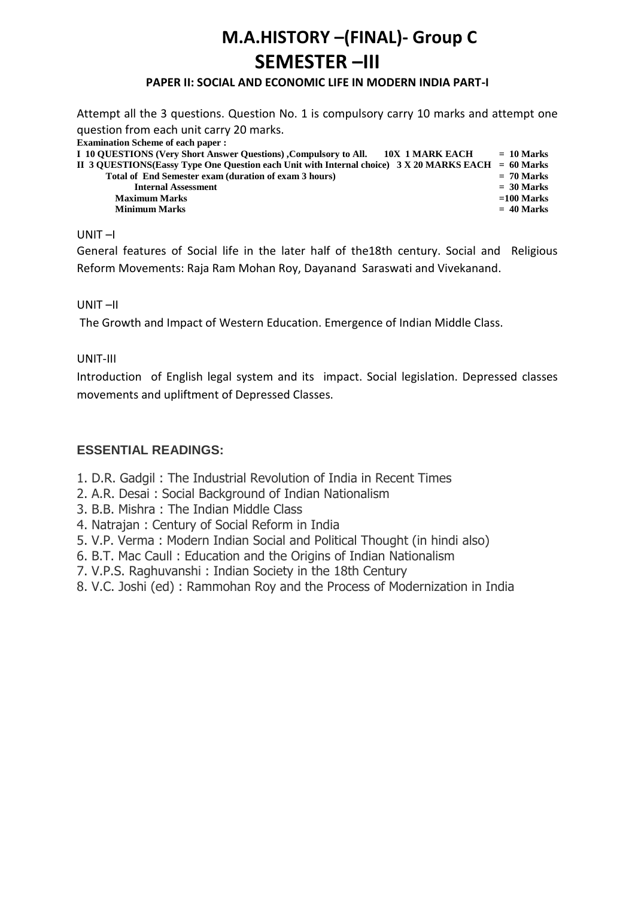# M.A.HISTORY –(FINAL)- Group C

## SEMESTER –III

### PAPER II: SOCIAL AND ECONOMIC LIFE IN MODERN INDIA PART-I

Attempt all the 3 questions. Question No. 1 is compulsory carry 10 marks and attempt one question from each unit carry 20 marks.

**Examination Scheme of each paper :**

| | | |
|---|---|---|
| **I 10 QUESTIONS (Very Short Answer Questions) ,Compulsory to All.** | **10X 1 MARK EACH** | **= 10 Marks** |
| **II 3 QUESTIONS(Eassy Type One Question each Unit with Internal choice)** | **3 X 20 MARKS EACH** | **= 60 Marks** |
| **Total of End Semester exam (duration of exam 3 hours)** | | **= 70 Marks** |
| **Internal Assessment** | | **= 30 Marks** |
| **Maximum Marks** | | **=100 Marks** |
| **Minimum Marks** | | **= 40 Marks** |

UNIT –I

General features of Social life in the later half of the18th century. Social and Religious Reform Movements: Raja Ram Mohan Roy, Dayanand Saraswati and Vivekanand.

UNIT –II

The Growth and Impact of Western Education. Emergence of Indian Middle Class.

UNIT-III

Introduction of English legal system and its impact. Social legislation. Depressed classes movements and upliftment of Depressed Classes.

**ESSENTIAL READINGS:**

1. D.R. Gadgil : The Industrial Revolution of India in Recent Times
2. A.R. Desai : Social Background of Indian Nationalism
3. B.B. Mishra : The Indian Middle Class
4. Natrajan : Century of Social Reform in India
5. V.P. Verma : Modern Indian Social and Political Thought (in hindi also)
6. B.T. Mac Caull : Education and the Origins of Indian Nationalism
7. V.P.S. Raghuvanshi : Indian Society in the 18th Century
8. V.C. Joshi (ed) : Rammohan Roy and the Process of Modernization in India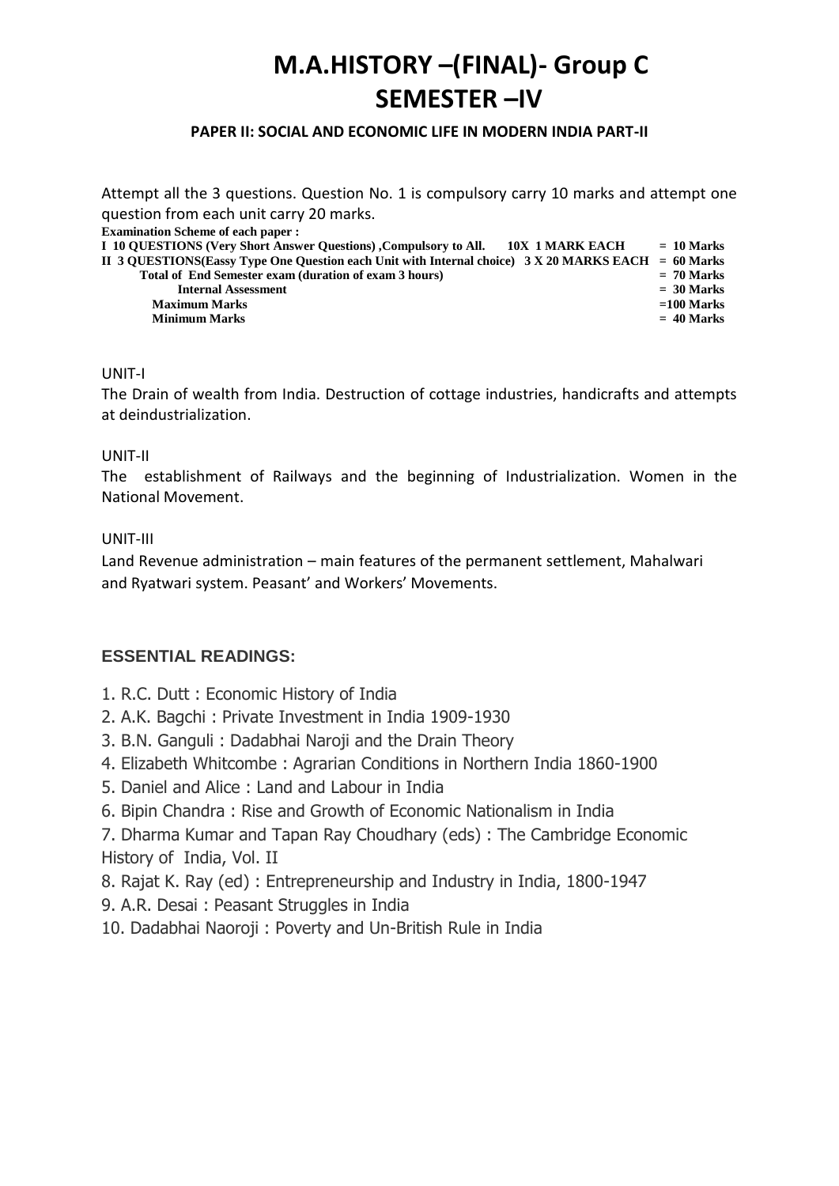# M.A.HISTORY –(FINAL)- Group C
# SEMESTER –IV

### PAPER II: SOCIAL AND ECONOMIC LIFE IN MODERN INDIA PART-II

Attempt all the 3 questions. Question No. 1 is compulsory carry 10 marks and attempt one question from each unit carry 20 marks.

**Examination Scheme of each paper :**

| | | |
|---|---|---|
| **I 10 QUESTIONS (Very Short Answer Questions) ,Compulsory to All.** | **10X 1 MARK EACH** | **= 10 Marks** |
| **II 3 QUESTIONS(Eassy Type One Question each Unit with Internal choice)** | **3 X 20 MARKS EACH** | **= 60 Marks** |
| **Total of End Semester exam (duration of exam 3 hours)** | | **= 70 Marks** |
| **Internal Assessment** | | **= 30 Marks** |
| **Maximum Marks** | | **=100 Marks** |
| **Minimum Marks** | | **= 40 Marks** |

UNIT-I

The Drain of wealth from India. Destruction of cottage industries, handicrafts and attempts at deindustrialization.

UNIT-II

The establishment of Railways and the beginning of Industrialization. Women in the National Movement.

UNIT-III

Land Revenue administration – main features of the permanent settlement, Mahalwari and Ryatwari system. Peasant' and Workers' Movements.

## ESSENTIAL READINGS:

1. R.C. Dutt : Economic History of India
2. A.K. Bagchi : Private Investment in India 1909-1930
3. B.N. Ganguli : Dadabhai Naroji and the Drain Theory
4. Elizabeth Whitcombe : Agrarian Conditions in Northern India 1860-1900
5. Daniel and Alice : Land and Labour in India
6. Bipin Chandra : Rise and Growth of Economic Nationalism in India
7. Dharma Kumar and Tapan Ray Choudhary (eds) : The Cambridge Economic History of India, Vol. II
8. Rajat K. Ray (ed) : Entrepreneurship and Industry in India, 1800-1947
9. A.R. Desai : Peasant Struggles in India
10. Dadabhai Naoroji : Poverty and Un-British Rule in India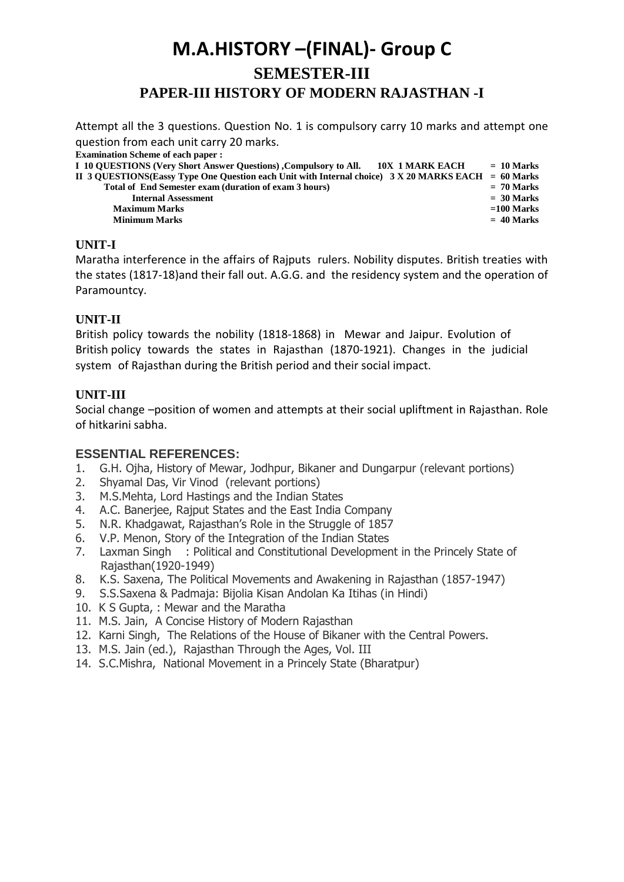# M.A.HISTORY –(FINAL)- Group C

## SEMESTER-III

## PAPER-III HISTORY OF MODERN RAJASTHAN -I

Attempt all the 3 questions. Question No. 1 is compulsory carry 10 marks and attempt one question from each unit carry 20 marks.

**Examination Scheme of each paper :**

| | | |
|---|---|---|
| **I 10 QUESTIONS (Very Short Answer Questions) ,Compulsory to All.** | **10X 1 MARK EACH** | **= 10 Marks** |
| **II 3 QUESTIONS(Eassy Type One Question each Unit with Internal choice)** | **3 X 20 MARKS EACH** | **= 60 Marks** |
| **Total of End Semester exam (duration of exam 3 hours)** | | **= 70 Marks** |
| **Internal Assessment** | | **= 30 Marks** |
| **Maximum Marks** | | **=100 Marks** |
| **Minimum Marks** | | **= 40 Marks** |

### UNIT-I

Maratha interference in the affairs of Rajputs rulers. Nobility disputes. British treaties with the states (1817-18)and their fall out. A.G.G. and the residency system and the operation of Paramountcy.

### UNIT-II

British policy towards the nobility (1818-1868) in Mewar and Jaipur. Evolution of British policy towards the states in Rajasthan (1870-1921). Changes in the judicial system of Rajasthan during the British period and their social impact.

### UNIT-III

Social change –position of women and attempts at their social upliftment in Rajasthan. Role of hitkarini sabha.

### ESSENTIAL REFERENCES:

1. G.H. Ojha, History of Mewar, Jodhpur, Bikaner and Dungarpur (relevant portions)
2. Shyamal Das, Vir Vinod (relevant portions)
3. M.S.Mehta, Lord Hastings and the Indian States
4. A.C. Banerjee, Rajput States and the East India Company
5. N.R. Khadgawat, Rajasthan's Role in the Struggle of 1857
6. V.P. Menon, Story of the Integration of the Indian States
7. Laxman Singh : Political and Constitutional Development in the Princely State of Rajasthan(1920-1949)
8. K.S. Saxena, The Political Movements and Awakening in Rajasthan (1857-1947)
9. S.S.Saxena & Padmaja: Bijolia Kisan Andolan Ka Itihas (in Hindi)
10. K S Gupta, : Mewar and the Maratha
11. M.S. Jain, A Concise History of Modern Rajasthan
12. Karni Singh, The Relations of the House of Bikaner with the Central Powers.
13. M.S. Jain (ed.), Rajasthan Through the Ages, Vol. III
14. S.C.Mishra, National Movement in a Princely State (Bharatpur)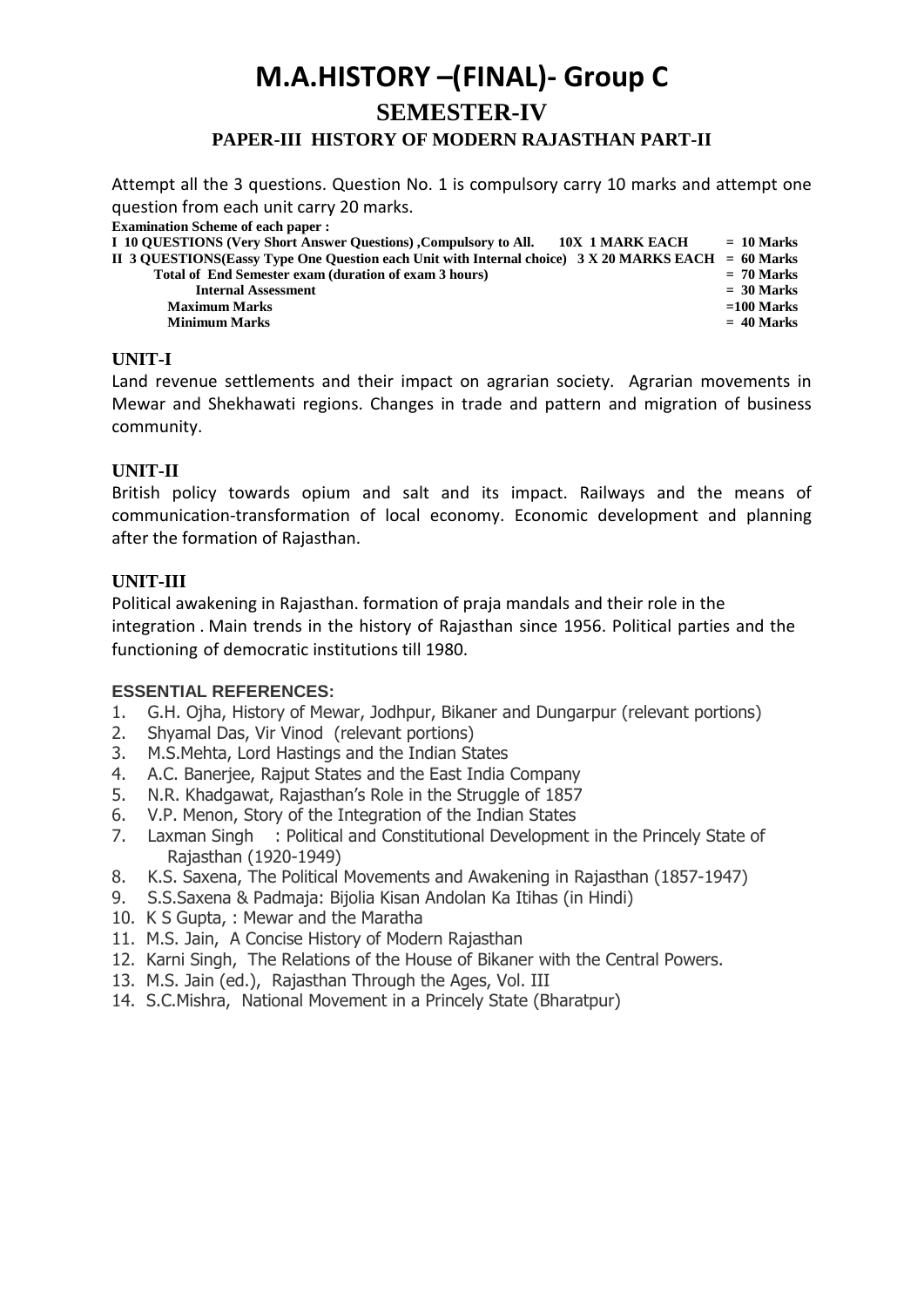# M.A.HISTORY –(FINAL)- Group C

## SEMESTER-IV

### PAPER-III HISTORY OF MODERN RAJASTHAN PART-II

Attempt all the 3 questions. Question No. 1 is compulsory carry 10 marks and attempt one question from each unit carry 20 marks.

**Examination Scheme of each paper :**

| | |
|---|---|
| **I 10 QUESTIONS (Very Short Answer Questions) ,Compulsory to All. 10X 1 MARK EACH** | **= 10 Marks** |
| **II 3 QUESTIONS(Eassy Type One Question each Unit with Internal choice) 3 X 20 MARKS EACH** | **= 60 Marks** |
| **Total of End Semester exam (duration of exam 3 hours)** | **= 70 Marks** |
| **Internal Assessment** | **= 30 Marks** |
| **Maximum Marks** | **=100 Marks** |
| **Minimum Marks** | **= 40 Marks** |

**UNIT-I**

Land revenue settlements and their impact on agrarian society. Agrarian movements in Mewar and Shekhawati regions. Changes in trade and pattern and migration of business community.

**UNIT-II**

British policy towards opium and salt and its impact. Railways and the means of communication-transformation of local economy. Economic development and planning after the formation of Rajasthan.

**UNIT-III**

Political awakening in Rajasthan. formation of praja mandals and their role in the integration . Main trends in the history of Rajasthan since 1956. Political parties and the functioning of democratic institutions till 1980.

**ESSENTIAL REFERENCES:**

1. G.H. Ojha, History of Mewar, Jodhpur, Bikaner and Dungarpur (relevant portions)
2. Shyamal Das, Vir Vinod (relevant portions)
3. M.S.Mehta, Lord Hastings and the Indian States
4. A.C. Banerjee, Rajput States and the East India Company
5. N.R. Khadgawat, Rajasthan's Role in the Struggle of 1857
6. V.P. Menon, Story of the Integration of the Indian States
7. Laxman Singh : Political and Constitutional Development in the Princely State of Rajasthan (1920-1949)
8. K.S. Saxena, The Political Movements and Awakening in Rajasthan (1857-1947)
9. S.S.Saxena & Padmaja: Bijolia Kisan Andolan Ka Itihas (in Hindi)
10. K S Gupta, : Mewar and the Maratha
11. M.S. Jain, A Concise History of Modern Rajasthan
12. Karni Singh, The Relations of the House of Bikaner with the Central Powers.
13. M.S. Jain (ed.), Rajasthan Through the Ages, Vol. III
14. S.C.Mishra, National Movement in a Princely State (Bharatpur)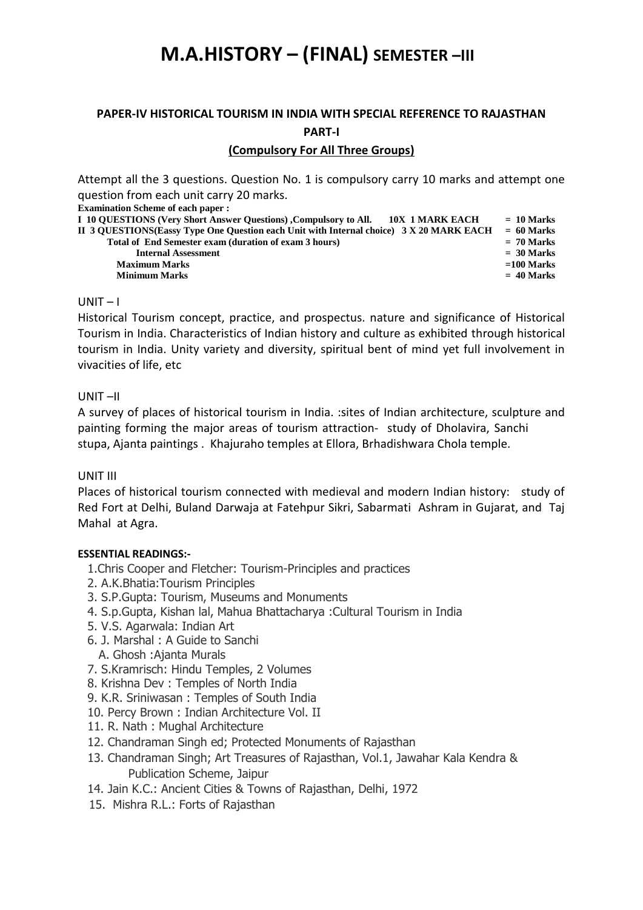# M.A.HISTORY – (FINAL) SEMESTER –III

### PAPER-IV HISTORICAL TOURISM IN INDIA WITH SPECIAL REFERENCE TO RAJASTHAN

### PART-I

### (Compulsory For All Three Groups)

Attempt all the 3 questions. Question No. 1 is compulsory carry 10 marks and attempt one question from each unit carry 20 marks.

**Examination Scheme of each paper :**

| | | |
|---|---|---|
| **I 10 QUESTIONS (Very Short Answer Questions) ,Compulsory to All.** | **10X 1 MARK EACH** | **= 10 Marks** |
| **II 3 QUESTIONS(Eassy Type One Question each Unit with Internal choice)** | **3 X 20 MARK EACH** | **= 60 Marks** |
| **Total of End Semester exam (duration of exam 3 hours)** | | **= 70 Marks** |
| **Internal Assessment** | | **= 30 Marks** |
| **Maximum Marks** | | **=100 Marks** |
| **Minimum Marks** | | **= 40 Marks** |

UNIT – I

Historical Tourism concept, practice, and prospectus. nature and significance of Historical Tourism in India. Characteristics of Indian history and culture as exhibited through historical tourism in India. Unity variety and diversity, spiritual bent of mind yet full involvement in vivacities of life, etc

UNIT –II

A survey of places of historical tourism in India. :sites of Indian architecture, sculpture and painting forming the major areas of tourism attraction- study of Dholavira, Sanchi stupa, Ajanta paintings . Khajuraho temples at Ellora, Brhadishwara Chola temple.

UNIT III

Places of historical tourism connected with medieval and modern Indian history: study of Red Fort at Delhi, Buland Darwaja at Fatehpur Sikri, Sabarmati Ashram in Gujarat, and Taj Mahal at Agra.

**ESSENTIAL READINGS:-**

1. Chris Cooper and Fletcher: Tourism-Principles and practices
2. A.K.Bhatia:Tourism Principles
3. S.P.Gupta: Tourism, Museums and Monuments
4. S.p.Gupta, Kishan lal, Mahua Bhattacharya :Cultural Tourism in India
5. V.S. Agarwala: Indian Art
6. J. Marshal : A Guide to Sanchi
   A. Ghosh :Ajanta Murals
7. S.Kramrisch: Hindu Temples, 2 Volumes
8. Krishna Dev : Temples of North India
9. K.R. Sriniwasan : Temples of South India
10. Percy Brown : Indian Architecture Vol. II
11. R. Nath : Mughal Architecture
12. Chandraman Singh ed; Protected Monuments of Rajasthan
13. Chandraman Singh; Art Treasures of Rajasthan, Vol.1, Jawahar Kala Kendra & Publication Scheme, Jaipur
14. Jain K.C.: Ancient Cities & Towns of Rajasthan, Delhi, 1972
15. Mishra R.L.: Forts of Rajasthan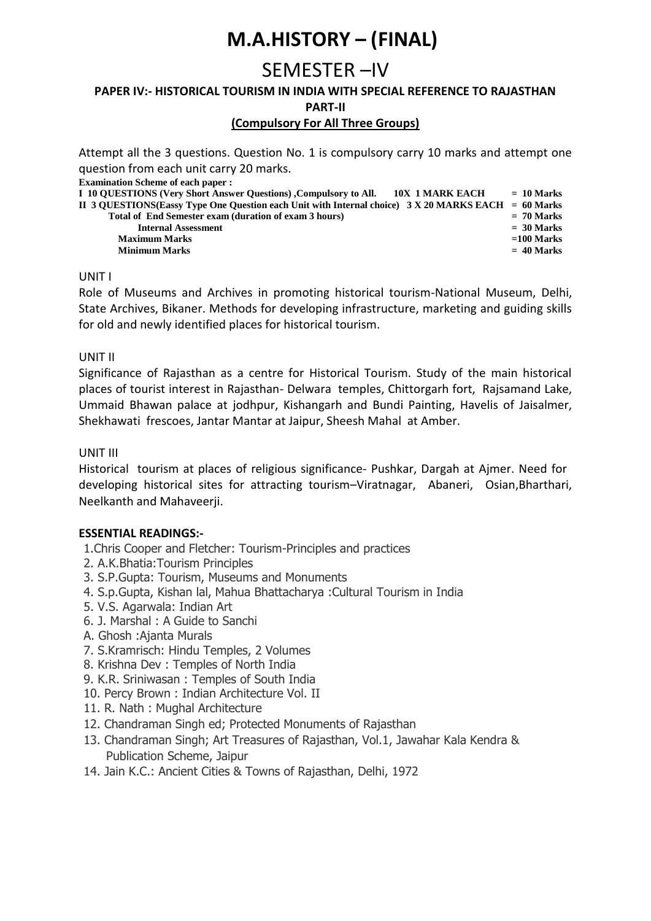# M.A.HISTORY – (FINAL)

## SEMESTER –IV

### PAPER IV:- HISTORICAL TOURISM IN INDIA WITH SPECIAL REFERENCE TO RAJASTHAN

### PART-II

**(Compulsory For All Three Groups)**

Attempt all the 3 questions. Question No. 1 is compulsory carry 10 marks and attempt one question from each unit carry 20 marks.

**Examination Scheme of each paper :**

| | | |
|---|---|---|
| **I 10 QUESTIONS (Very Short Answer Questions) ,Compulsory to All.** | **10X 1 MARK EACH** | **= 10 Marks** |
| **II 3 QUESTIONS(Eassy Type One Question each Unit with Internal choice)** | **3 X 20 MARKS EACH** | **= 60 Marks** |
| **Total of End Semester exam (duration of exam 3 hours)** | | **= 70 Marks** |
| **Internal Assessment** | | **= 30 Marks** |
| **Maximum Marks** | | **=100 Marks** |
| **Minimum Marks** | | **= 40 Marks** |

UNIT I

Role of Museums and Archives in promoting historical tourism-National Museum, Delhi, State Archives, Bikaner. Methods for developing infrastructure, marketing and guiding skills for old and newly identified places for historical tourism.

UNIT II

Significance of Rajasthan as a centre for Historical Tourism. Study of the main historical places of tourist interest in Rajasthan- Delwara temples, Chittorgarh fort, Rajsamand Lake, Ummaid Bhawan palace at jodhpur, Kishangarh and Bundi Painting, Havelis of Jaisalmer, Shekhawati frescoes, Jantar Mantar at Jaipur, Sheesh Mahal at Amber.

UNIT III

Historical tourism at places of religious significance- Pushkar, Dargah at Ajmer. Need for developing historical sites for attracting tourism–Viratnagar, Abaneri, Osian,Bharthari, Neelkanth and Mahaveerji.

**ESSENTIAL READINGS:-**

1. Chris Cooper and Fletcher: Tourism-Principles and practices
2. A.K.Bhatia:Tourism Principles
3. S.P.Gupta: Tourism, Museums and Monuments
4. S.p.Gupta, Kishan lal, Mahua Bhattacharya :Cultural Tourism in India
5. V.S. Agarwala: Indian Art
6. J. Marshal : A Guide to Sanchi

   A. Ghosh :Ajanta Murals
7. S.Kramrisch: Hindu Temples, 2 Volumes
8. Krishna Dev : Temples of North India
9. K.R. Sriniwasan : Temples of South India
10. Percy Brown : Indian Architecture Vol. II
11. R. Nath : Mughal Architecture
12. Chandraman Singh ed; Protected Monuments of Rajasthan
13. Chandraman Singh; Art Treasures of Rajasthan, Vol.1, Jawahar Kala Kendra & Publication Scheme, Jaipur
14. Jain K.C.: Ancient Cities & Towns of Rajasthan, Delhi, 1972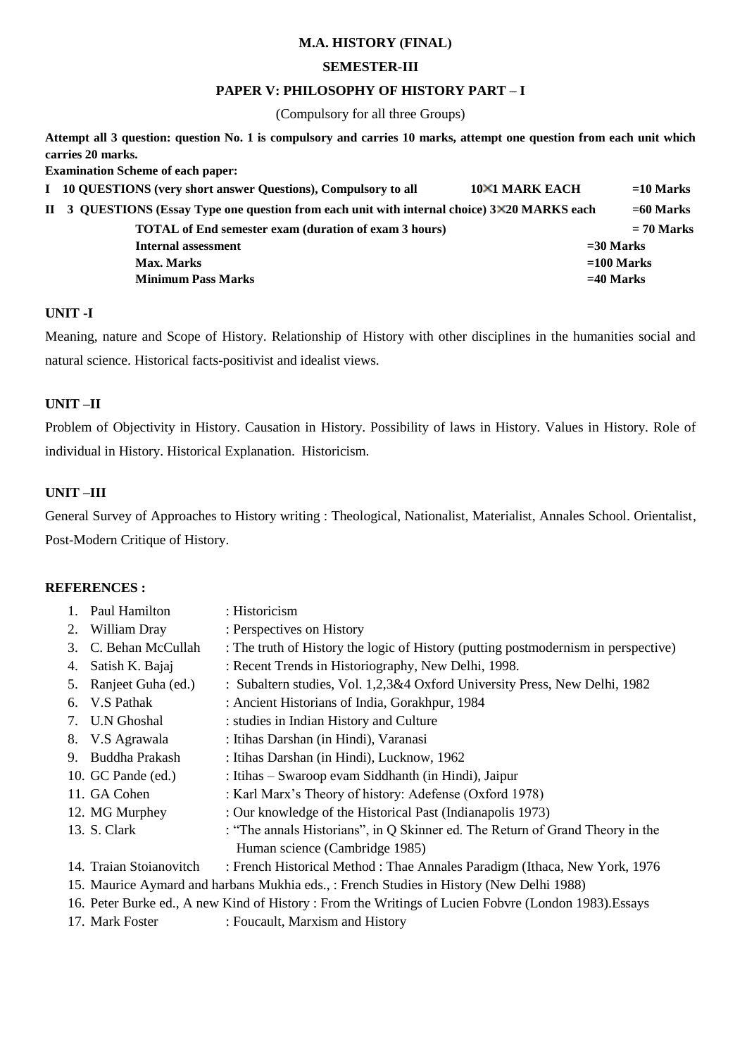**M.A. HISTORY (FINAL)**

**SEMESTER-III**

**PAPER V: PHILOSOPHY OF HISTORY PART – I**

(Compulsory for all three Groups)

**Attempt all 3 question: question No. 1 is compulsory and carries 10 marks, attempt one question from each unit which carries 20 marks.**

**Examination Scheme of each paper:**

| | | | |
|---|---|---|---|
| **I** | **10 QUESTIONS (very short answer Questions), Compulsory to all** | **10×1 MARK EACH** | **=10 Marks** |
| **II** | **3 QUESTIONS (Essay Type one question from each unit with internal choice) 3×20 MARKS each** | | **=60 Marks** |
| | **TOTAL of End semester exam (duration of exam 3 hours)** | | **= 70 Marks** |
| | **Internal assessment** | | **=30 Marks** |
| | **Max. Marks** | | **=100 Marks** |
| | **Minimum Pass Marks** | | **=40 Marks** |

**UNIT -I**

Meaning, nature and Scope of History. Relationship of History with other disciplines in the humanities social and natural science. Historical facts-positivist and idealist views.

**UNIT –II**

Problem of Objectivity in History. Causation in History. Possibility of laws in History. Values in History. Role of individual in History. Historical Explanation. Historicism.

**UNIT –III**

General Survey of Approaches to History writing : Theological, Nationalist, Materialist, Annales School. Orientalist, Post-Modern Critique of History.

**REFERENCES :**

1. Paul Hamilton : Historicism
2. William Dray : Perspectives on History
3. C. Behan McCullah : The truth of History the logic of History (putting postmodernism in perspective)
4. Satish K. Bajaj : Recent Trends in Historiography, New Delhi, 1998.
5. Ranjeet Guha (ed.) : Subaltern studies, Vol. 1,2,3&4 Oxford University Press, New Delhi, 1982
6. V.S Pathak : Ancient Historians of India, Gorakhpur, 1984
7. U.N Ghoshal : studies in Indian History and Culture
8. V.S Agrawala : Itihas Darshan (in Hindi), Varanasi
9. Buddha Prakash : Itihas Darshan (in Hindi), Lucknow, 1962
10. GC Pande (ed.) : Itihas – Swaroop evam Siddhanth (in Hindi), Jaipur
11. GA Cohen : Karl Marx's Theory of history: Adefense (Oxford 1978)
12. MG Murphey : Our knowledge of the Historical Past (Indianapolis 1973)
13. S. Clark : "The annals Historians", in Q Skinner ed. The Return of Grand Theory in the Human science (Cambridge 1985)
14. Traian Stoianovitch : French Historical Method : Thae Annales Paradigm (Ithaca, New York, 1976
15. Maurice Aymard and harbans Mukhia eds., : French Studies in History (New Delhi 1988)
16. Peter Burke ed., A new Kind of History : From the Writings of Lucien Fobvre (London 1983).Essays
17. Mark Foster : Foucault, Marxism and History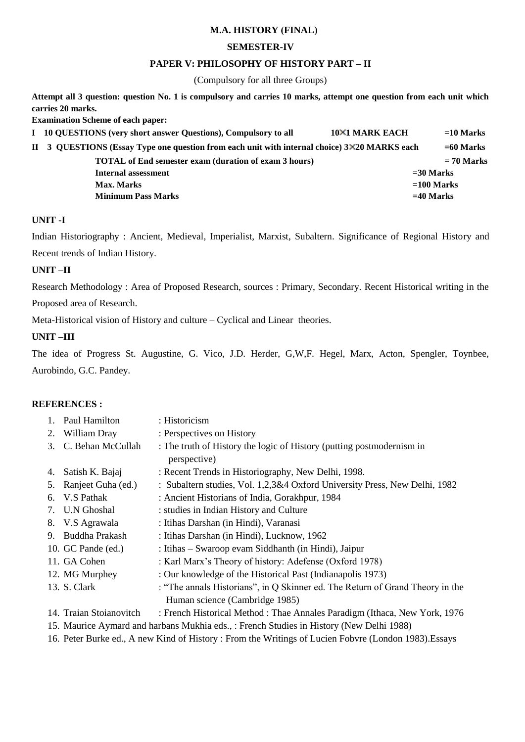**M.A. HISTORY (FINAL)**

**SEMESTER-IV**

**PAPER V: PHILOSOPHY OF HISTORY PART – II**

(Compulsory for all three Groups)

**Attempt all 3 question: question No. 1 is compulsory and carries 10 marks, attempt one question from each unit which carries 20 marks.**

**Examination Scheme of each paper:**

| | | | |
|---|---|---|---|
| **I** | **10 QUESTIONS (very short answer Questions), Compulsory to all** | **10×1 MARK EACH** | **=10 Marks** |
| **II** | **3 QUESTIONS (Essay Type one question from each unit with internal choice) 3×20 MARKS each** | | **=60 Marks** |
| | **TOTAL of End semester exam (duration of exam 3 hours)** | | **= 70 Marks** |
| | **Internal assessment** | | **=30 Marks** |
| | **Max. Marks** | | **=100 Marks** |
| | **Minimum Pass Marks** | | **=40 Marks** |

## UNIT -I

Indian Historiography : Ancient, Medieval, Imperialist, Marxist, Subaltern. Significance of Regional History and Recent trends of Indian History.

## UNIT –II

Research Methodology : Area of Proposed Research, sources : Primary, Secondary. Recent Historical writing in the Proposed area of Research.

Meta-Historical vision of History and culture – Cyclical and Linear theories.

## UNIT –III

The idea of Progress St. Augustine, G. Vico, J.D. Herder, G,W,F. Hegel, Marx, Acton, Spengler, Toynbee, Aurobindo, G.C. Pandey.

## REFERENCES :

1. Paul Hamilton : Historicism
2. William Dray : Perspectives on History
3. C. Behan McCullah : The truth of History the logic of History (putting postmodernism in perspective)
4. Satish K. Bajaj : Recent Trends in Historiography, New Delhi, 1998.
5. Ranjeet Guha (ed.) : Subaltern studies, Vol. 1,2,3&4 Oxford University Press, New Delhi, 1982
6. V.S Pathak : Ancient Historians of India, Gorakhpur, 1984
7. U.N Ghoshal : studies in Indian History and Culture
8. V.S Agrawala : Itihas Darshan (in Hindi), Varanasi
9. Buddha Prakash : Itihas Darshan (in Hindi), Lucknow, 1962
10. GC Pande (ed.) : Itihas – Swaroop evam Siddhanth (in Hindi), Jaipur
11. GA Cohen : Karl Marx's Theory of history: Adefense (Oxford 1978)
12. MG Murphey : Our knowledge of the Historical Past (Indianapolis 1973)
13. S. Clark : "The annals Historians", in Q Skinner ed. The Return of Grand Theory in the Human science (Cambridge 1985)
14. Traian Stoianovitch : French Historical Method : Thae Annales Paradigm (Ithaca, New York, 1976
15. Maurice Aymard and harbans Mukhia eds., : French Studies in History (New Delhi 1988)
16. Peter Burke ed., A new Kind of History : From the Writings of Lucien Fobvre (London 1983).Essays